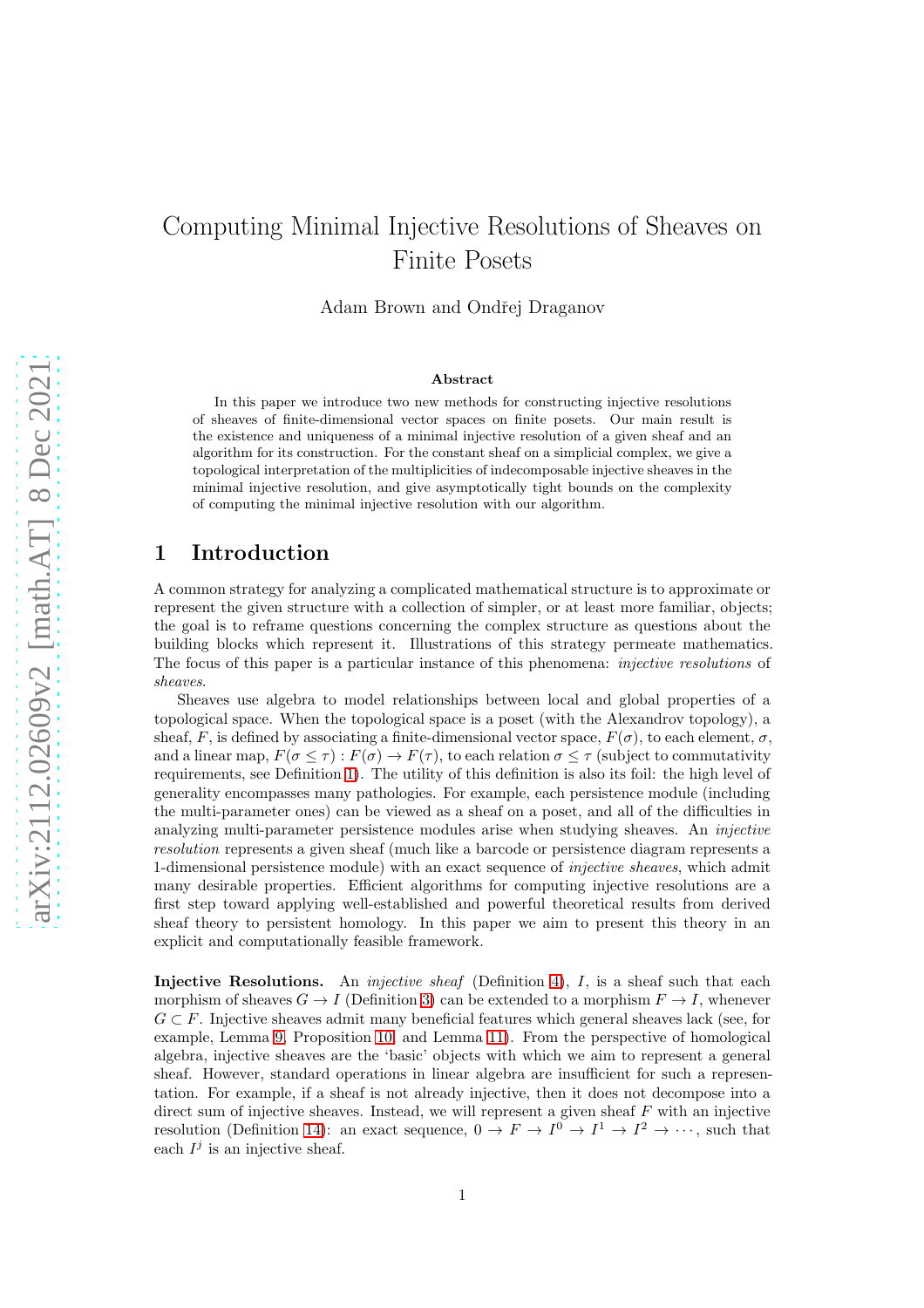# Computing Minimal Injective Resolutions of Sheaves on Finite Posets

Adam Brown and Ondřej Draganov

### Abstract

In this paper we introduce two new methods for constructing injective resolutions of sheaves of finite-dimensional vector spaces on finite posets. Our main result is the existence and uniqueness of a minimal injective resolution of a given sheaf and an algorithm for its construction. For the constant sheaf on a simplicial complex, we give a topological interpretation of the multiplicities of indecomposable injective sheaves in the minimal injective resolution, and give asymptotically tight bounds on the complexity of computing the minimal injective resolution with our algorithm.

## 1 Introduction

A common strategy for analyzing a complicated mathematical structure is to approximate or represent the given structure with a collection of simpler, or at least more familiar, objects; the goal is to reframe questions concerning the complex structure as questions about the building blocks which represent it. Illustrations of this strategy permeate mathematics. The focus of this paper is a particular instance of this phenomena: *injective resolutions* of *sheaves*.

Sheaves use algebra to model relationships between local and global properties of a topological space. When the topological space is a poset (with the Alexandrov topology), a sheaf, $F$, is defined by associating a finite-dimensional vector space, $F(\sigma)$, to each element, $\sigma$, and a linear map, $F(\sigma \leq \tau) : F(\sigma) \to F(\tau)$, to each relation $\sigma \leq \tau$ (subject to commutativity requirements, see Definition 1). The utility of this definition is also its foil: the high level of generality encompasses many pathologies. For example, each persistence module (including the multi-parameter ones) can be viewed as a sheaf on a poset, and all of the difficulties in analyzing multi-parameter persistence modules arise when studying sheaves. An *injective resolution* represents a given sheaf (much like a barcode or persistence diagram represents a 1-dimensional persistence module) with an exact sequence of *injective sheaves*, which admit many desirable properties. Efficient algorithms for computing injective resolutions are a first step toward applying well-established and powerful theoretical results from derived sheaf theory to persistent homology. In this paper we aim to present this theory in an explicit and computationally feasible framework.

**Injective Resolutions.** An *injective sheaf* (Definition 4), $I$, is a sheaf such that each morphism of sheaves $G \to I$ (Definition 3) can be extended to a morphism $F \to I$, whenever $G \subset F$. Injective sheaves admit many beneficial features which general sheaves lack (see, for example, Lemma 9, Proposition 10, and Lemma 11). From the perspective of homological algebra, injective sheaves are the 'basic' objects with which we aim to represent a general sheaf. However, standard operations in linear algebra are insufficient for such a representation. For example, if a sheaf is not already injective, then it does not decompose into a direct sum of injective sheaves. Instead, we will represent a given sheaf $F$ with an injective resolution (Definition 14): an exact sequence, $0 \to F \to I^0 \to I^1 \to I^2 \to \cdots$, such that each $I^j$ is an injective sheaf.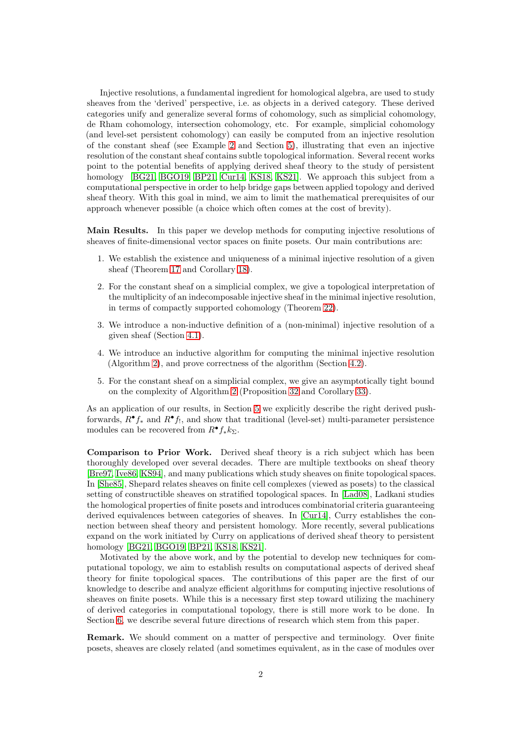Injective resolutions, a fundamental ingredient for homological algebra, are used to study sheaves from the 'derived' perspective, i.e. as objects in a derived category. These derived categories unify and generalize several forms of cohomology, such as simplicial cohomology, de Rham cohomology, intersection cohomology, etc. For example, simplicial cohomology (and level-set persistent cohomology) can easily be computed from an injective resolution of the constant sheaf (see Example 2 and Section 5), illustrating that even an injective resolution of the constant sheaf contains subtle topological information. Several recent works point to the potential benefits of applying derived sheaf theory to the study of persistent homology [BG21, BGO19, BP21, Cur14, KS18, KS21]. We approach this subject from a computational perspective in order to help bridge gaps between applied topology and derived sheaf theory. With this goal in mind, we aim to limit the mathematical prerequisites of our approach whenever possible (a choice which often comes at the cost of brevity).

**Main Results.** In this paper we develop methods for computing injective resolutions of sheaves of finite-dimensional vector spaces on finite posets. Our main contributions are:

1. We establish the existence and uniqueness of a minimal injective resolution of a given sheaf (Theorem 17 and Corollary 18).
2. For the constant sheaf on a simplicial complex, we give a topological interpretation of the multiplicity of an indecomposable injective sheaf in the minimal injective resolution, in terms of compactly supported cohomology (Theorem 22).
3. We introduce a non-inductive definition of a (non-minimal) injective resolution of a given sheaf (Section 4.1).
4. We introduce an inductive algorithm for computing the minimal injective resolution (Algorithm 2), and prove correctness of the algorithm (Section 4.2).
5. For the constant sheaf on a simplicial complex, we give an asymptotically tight bound on the complexity of Algorithm 2 (Proposition 32 and Corollary 33).

As an application of our results, in Section 5 we explicitly describe the right derived pushforwards, $R^\bullet f_*$ and $R^\bullet f_!$, and show that traditional (level-set) multi-parameter persistence modules can be recovered from $R^\bullet f_* k_\Sigma$.

**Comparison to Prior Work.** Derived sheaf theory is a rich subject which has been thoroughly developed over several decades. There are multiple textbooks on sheaf theory [Bre97, Ive86, KS94], and many publications which study sheaves on finite topological spaces. In [She85], Shepard relates sheaves on finite cell complexes (viewed as posets) to the classical setting of constructible sheaves on stratified topological spaces. In [Lad08], Ladkani studies the homological properties of finite posets and introduces combinatorial criteria guaranteeing derived equivalences between categories of sheaves. In [Cur14], Curry establishes the connection between sheaf theory and persistent homology. More recently, several publications expand on the work initiated by Curry on applications of derived sheaf theory to persistent homology [BG21, BGO19, BP21, KS18, KS21].

Motivated by the above work, and by the potential to develop new techniques for computational topology, we aim to establish results on computational aspects of derived sheaf theory for finite topological spaces. The contributions of this paper are the first of our knowledge to describe and analyze efficient algorithms for computing injective resolutions of sheaves on finite posets. While this is a necessary first step toward utilizing the machinery of derived categories in computational topology, there is still more work to be done. In Section 6, we describe several future directions of research which stem from this paper.

**Remark.** We should comment on a matter of perspective and terminology. Over finite posets, sheaves are closely related (and sometimes equivalent, as in the case of modules over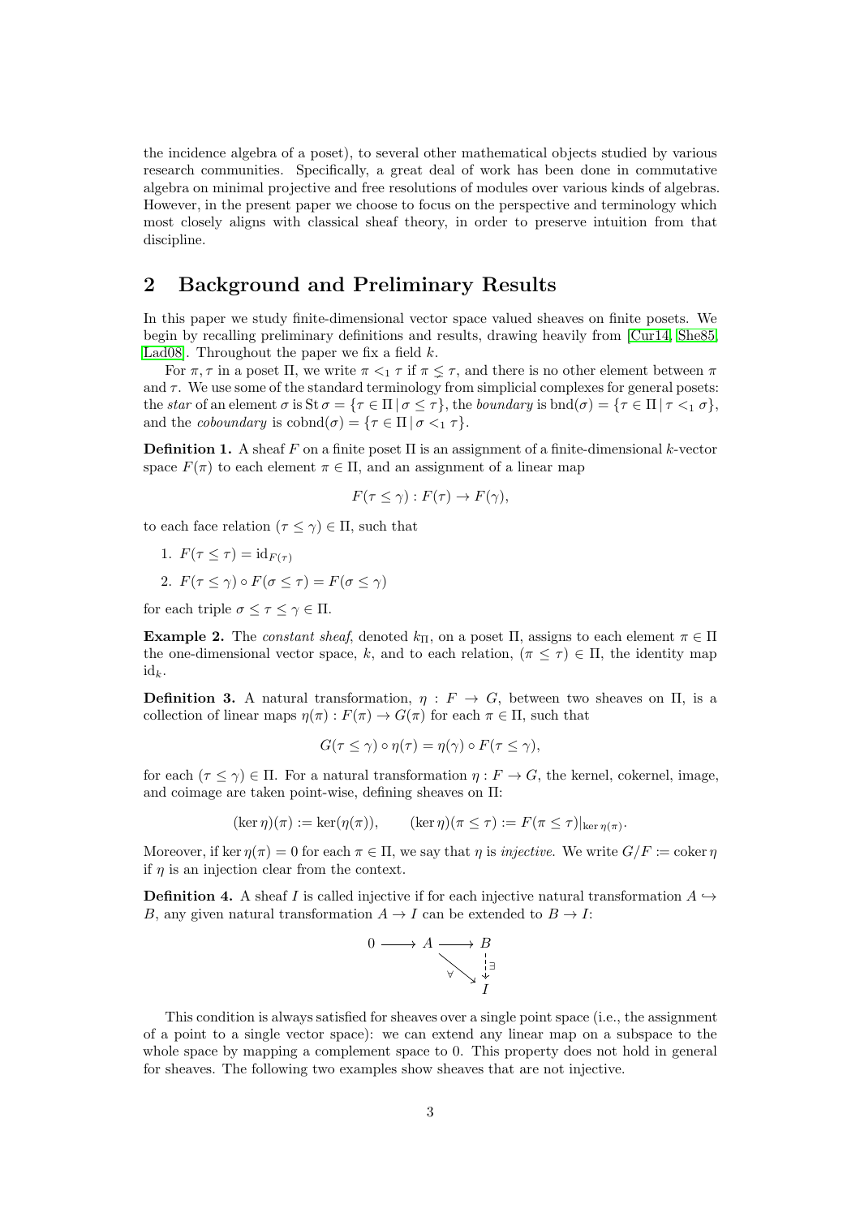the incidence algebra of a poset), to several other mathematical objects studied by various research communities. Specifically, a great deal of work has been done in commutative algebra on minimal projective and free resolutions of modules over various kinds of algebras. However, in the present paper we choose to focus on the perspective and terminology which most closely aligns with classical sheaf theory, in order to preserve intuition from that discipline.

## 2 Background and Preliminary Results

In this paper we study finite-dimensional vector space valued sheaves on finite posets. We begin by recalling preliminary definitions and results, drawing heavily from [Cur14, She85, Lad08]. Throughout the paper we fix a field $k$.

For $\pi, \tau$ in a poset $\Pi$, we write $\pi <_1 \tau$ if $\pi \lneq \tau$, and there is no other element between $\pi$ and $\tau$. We use some of the standard terminology from simplicial complexes for general posets: the *star* of an element $\sigma$ is $\operatorname{St}\sigma = \{\tau \in \Pi \mid \sigma \leq \tau\}$, the *boundary* is $\operatorname{bnd}(\sigma) = \{\tau \in \Pi \mid \tau <_1 \sigma\}$, and the *coboundary* is $\operatorname{cobnd}(\sigma) = \{\tau \in \Pi \mid \sigma <_1 \tau\}$.

**Definition 1.** A sheaf $F$ on a finite poset $\Pi$ is an assignment of a finite-dimensional $k$-vector space $F(\pi)$ to each element $\pi \in \Pi$, and an assignment of a linear map

$$F(\tau \leq \gamma) : F(\tau) \to F(\gamma),$$

to each face relation $(\tau \leq \gamma) \in \Pi$, such that

1. $F(\tau \leq \tau) = \mathrm{id}_{F(\tau)}$
2. $F(\tau \leq \gamma) \circ F(\sigma \leq \tau) = F(\sigma \leq \gamma)$

for each triple $\sigma \leq \tau \leq \gamma \in \Pi$.

**Example 2.** The *constant sheaf*, denoted $k_\Pi$, on a poset $\Pi$, assigns to each element $\pi \in \Pi$ the one-dimensional vector space, $k$, and to each relation, $(\pi \leq \tau) \in \Pi$, the identity map $\mathrm{id}_k$.

**Definition 3.** A natural transformation, $\eta : F \to G$, between two sheaves on $\Pi$, is a collection of linear maps $\eta(\pi) : F(\pi) \to G(\pi)$ for each $\pi \in \Pi$, such that

$$G(\tau \leq \gamma) \circ \eta(\tau) = \eta(\gamma) \circ F(\tau \leq \gamma),$$

for each $(\tau \leq \gamma) \in \Pi$. For a natural transformation $\eta : F \to G$, the kernel, cokernel, image, and coimage are taken point-wise, defining sheaves on $\Pi$:

$$(\ker \eta)(\pi) := \ker(\eta(\pi)), \qquad (\ker \eta)(\pi \leq \tau) := F(\pi \leq \tau)|_{\ker \eta(\pi)}.$$

Moreover, if $\ker \eta(\pi) = 0$ for each $\pi \in \Pi$, we say that $\eta$ is *injective*. We write $G/F := \operatorname{coker} \eta$ if $\eta$ is an injection clear from the context.

**Definition 4.** A sheaf $I$ is called injective if for each injective natural transformation $A \hookrightarrow B$, any given natural transformation $A \to I$ can be extended to $B \to I$:

$$\begin{array}{ccccc} 0 & \longrightarrow & A & \longrightarrow & B \\ & & & \underset{\forall}{\searrow} & \downarrow \exists \\ & & & & I \end{array}$$

This condition is always satisfied for sheaves over a single point space (i.e., the assignment of a point to a single vector space): we can extend any linear map on a subspace to the whole space by mapping a complement space to 0. This property does not hold in general for sheaves. The following two examples show sheaves that are not injective.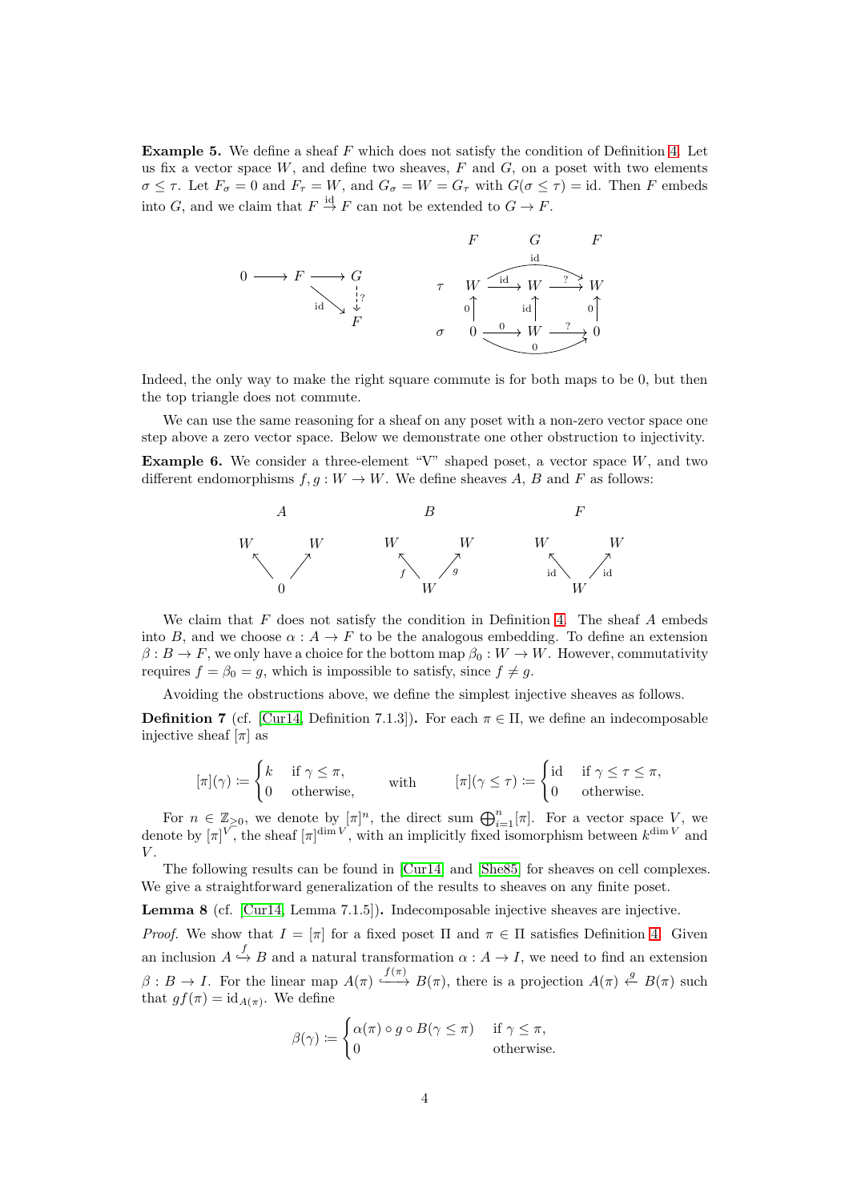**Example 5.** We define a sheaf $F$ which does not satisfy the condition of Definition 4. Let us fix a vector space $W$, and define two sheaves, $F$ and $G$, on a poset with two elements $\sigma \leq \tau$. Let $F_\sigma = 0$ and $F_\tau = W$, and $G_\sigma = W = G_\tau$ with $G(\sigma \leq \tau) = \mathrm{id}$. Then $F$ embeds into $G$, and we claim that $F \xrightarrow{\mathrm{id}} F$ can not be extended to $G \to F$.

$$
\begin{array}{ccc}
0 \longrightarrow F \longrightarrow G & \qquad & \begin{array}{c|ccccc}
 & F & & G & & F \\
\tau & W & \xrightarrow{\mathrm{id}} & W & \xrightarrow{?} & W \\
 & \uparrow 0 & & \uparrow \mathrm{id} & & \uparrow 0 \\
\sigma & 0 & \xrightarrow{0} & W & \xrightarrow{?} & 0
\end{array} \\
\quad \searrow^{\mathrm{id}} \quad \downarrow ? & & \\
\quad\quad\quad\quad F & &
\end{array}
$$

Indeed, the only way to make the right square commute is for both maps to be 0, but then the top triangle does not commute.

We can use the same reasoning for a sheaf on any poset with a non-zero vector space one step above a zero vector space. Below we demonstrate one other obstruction to injectivity.

**Example 6.** We consider a three-element "V" shaped poset, a vector space $W$, and two different endomorphisms $f, g : W \to W$. We define sheaves $A$, $B$ and $F$ as follows:

$$
A: \; W \leftarrow 0 \rightarrow W, \qquad B: \; W \xleftarrow{f} W \xrightarrow{g} W, \qquad F: \; W \xleftarrow{\mathrm{id}} W \xrightarrow{\mathrm{id}} W
$$

We claim that $F$ does not satisfy the condition in Definition 4. The sheaf $A$ embeds into $B$, and we choose $\alpha : A \to F$ to be the analogous embedding. To define an extension $\beta : B \to F$, we only have a choice for the bottom map $\beta_0 : W \to W$. However, commutativity requires $f = \beta_0 = g$, which is impossible to satisfy, since $f \neq g$.

Avoiding the obstructions above, we define the simplest injective sheaves as follows.

**Definition 7** (cf. [Cur14, Definition 7.1.3])**.** For each $\pi \in \Pi$, we define an indecomposable injective sheaf $[\pi]$ as

$$
[\pi](\gamma) := \begin{cases} k & \text{if } \gamma \leq \pi, \\ 0 & \text{otherwise,} \end{cases} \qquad \text{with} \qquad [\pi](\gamma \leq \tau) := \begin{cases} \mathrm{id} & \text{if } \gamma \leq \tau \leq \pi, \\ 0 & \text{otherwise.} \end{cases}
$$

For $n \in \mathbb{Z}_{\geq 0}$, we denote by $[\pi]^n$, the direct sum $\bigoplus_{i=1}^n [\pi]$. For a vector space $V$, we denote by $[\pi]^V$, the sheaf $[\pi]^{\dim V}$, with an implicitly fixed isomorphism between $k^{\dim V}$ and $V$.

The following results can be found in [Cur14] and [She85] for sheaves on cell complexes. We give a straightforward generalization of the results to sheaves on any finite poset.

**Lemma 8** (cf. [Cur14, Lemma 7.1.5])**.** Indecomposable injective sheaves are injective.

*Proof.* We show that $I = [\pi]$ for a fixed poset $\Pi$ and $\pi \in \Pi$ satisfies Definition 4. Given an inclusion $A \overset{f}{\hookrightarrow} B$ and a natural transformation $\alpha : A \to I$, we need to find an extension $\beta : B \to I$. For the linear map $A(\pi) \xhookrightarrow{f(\pi)} B(\pi)$, there is a projection $A(\pi) \overset{g}{\leftarrow} B(\pi)$ such that $gf(\pi) = \mathrm{id}_{A(\pi)}$. We define

$$
\beta(\gamma) := \begin{cases} \alpha(\pi) \circ g \circ B(\gamma \leq \pi) & \text{if } \gamma \leq \pi, \\ 0 & \text{otherwise.} \end{cases}
$$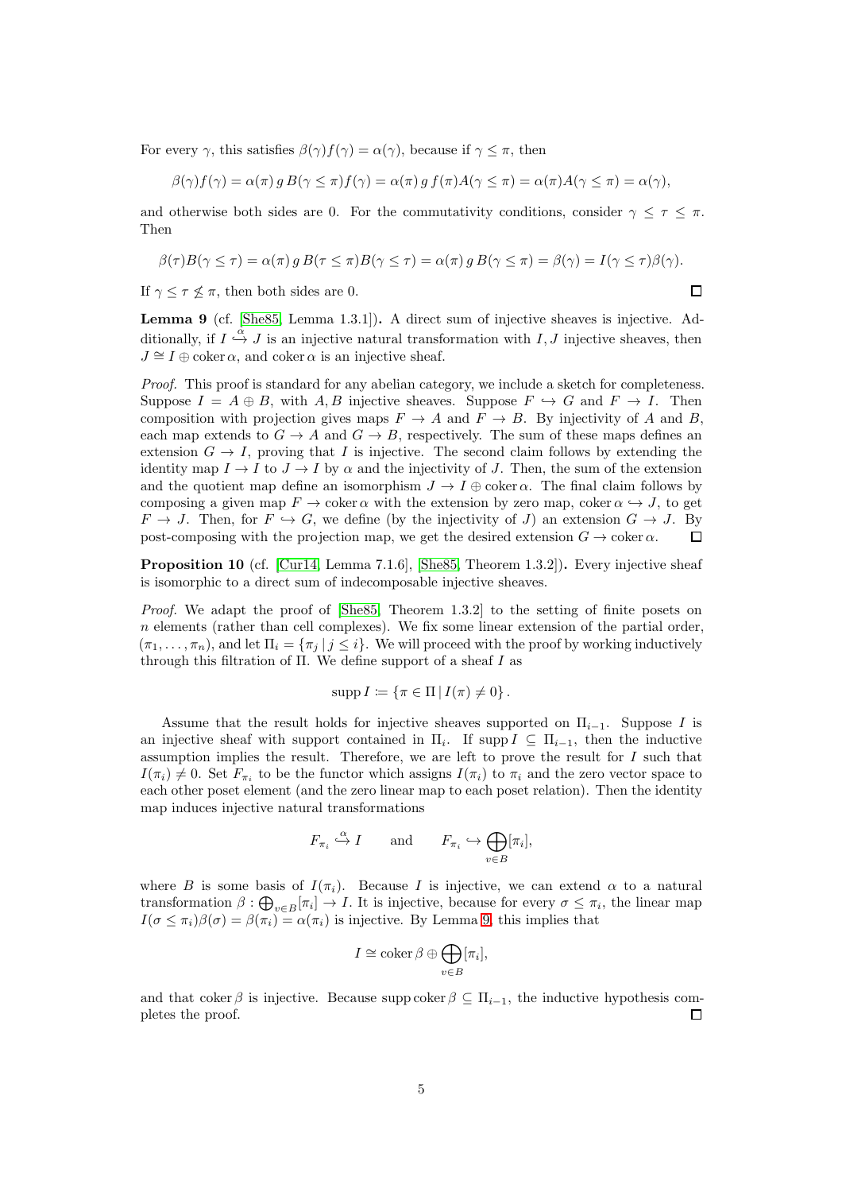For every $\gamma$, this satisfies $\beta(\gamma)f(\gamma) = \alpha(\gamma)$, because if $\gamma \leq \pi$, then

$$\beta(\gamma)f(\gamma) = \alpha(\pi)\, g\, B(\gamma \leq \pi)f(\gamma) = \alpha(\pi)\, g\, f(\pi)A(\gamma \leq \pi) = \alpha(\pi)A(\gamma \leq \pi) = \alpha(\gamma),$$

and otherwise both sides are 0. For the commutativity conditions, consider $\gamma \leq \tau \leq \pi$. Then

$$\beta(\tau)B(\gamma \leq \tau) = \alpha(\pi)\, g\, B(\tau \leq \pi)B(\gamma \leq \tau) = \alpha(\pi)\, g\, B(\gamma \leq \pi) = \beta(\gamma) = I(\gamma \leq \tau)\beta(\gamma).$$

If $\gamma \leq \tau \not\leq \pi$, then both sides are 0. □

**Lemma 9** (cf. [She85, Lemma 1.3.1])**.** A direct sum of injective sheaves is injective. Additionally, if $I \overset{\alpha}{\hookrightarrow} J$ is an injective natural transformation with $I, J$ injective sheaves, then $J \cong I \oplus \operatorname{coker} \alpha$, and $\operatorname{coker} \alpha$ is an injective sheaf.

*Proof.* This proof is standard for any abelian category, we include a sketch for completeness. Suppose $I = A \oplus B$, with $A, B$ injective sheaves. Suppose $F \hookrightarrow G$ and $F \to I$. Then composition with projection gives maps $F \to A$ and $F \to B$. By injectivity of $A$ and $B$, each map extends to $G \to A$ and $G \to B$, respectively. The sum of these maps defines an extension $G \to I$, proving that $I$ is injective. The second claim follows by extending the identity map $I \to I$ to $J \to I$ by $\alpha$ and the injectivity of $J$. Then, the sum of the extension and the quotient map define an isomorphism $J \to I \oplus \operatorname{coker} \alpha$. The final claim follows by composing a given map $F \to \operatorname{coker} \alpha$ with the extension by zero map, $\operatorname{coker} \alpha \hookrightarrow J$, to get $F \to J$. Then, for $F \hookrightarrow G$, we define (by the injectivity of $J$) an extension $G \to J$. By post-composing with the projection map, we get the desired extension $G \to \operatorname{coker} \alpha$. □

**Proposition 10** (cf. [Cur14, Lemma 7.1.6], [She85, Theorem 1.3.2])**.** Every injective sheaf is isomorphic to a direct sum of indecomposable injective sheaves.

*Proof.* We adapt the proof of [She85, Theorem 1.3.2] to the setting of finite posets on $n$ elements (rather than cell complexes). We fix some linear extension of the partial order, $(\pi_1, \ldots, \pi_n)$, and let $\Pi_i = \{\pi_j \mid j \leq i\}$. We will proceed with the proof by working inductively through this filtration of $\Pi$. We define support of a sheaf $I$ as

$$\operatorname{supp} I \coloneqq \{\pi \in \Pi \mid I(\pi) \neq 0\}.$$

Assume that the result holds for injective sheaves supported on $\Pi_{i-1}$. Suppose $I$ is an injective sheaf with support contained in $\Pi_i$. If $\operatorname{supp} I \subseteq \Pi_{i-1}$, then the inductive assumption implies the result. Therefore, we are left to prove the result for $I$ such that $I(\pi_i) \neq 0$. Set $F_{\pi_i}$ to be the functor which assigns $I(\pi_i)$ to $\pi_i$ and the zero vector space to each other poset element (and the zero linear map to each poset relation). Then the identity map induces injective natural transformations

$$F_{\pi_i} \overset{\alpha}{\hookrightarrow} I \qquad \text{and} \qquad F_{\pi_i} \hookrightarrow \bigoplus_{v \in B} [\pi_i],$$

where $B$ is some basis of $I(\pi_i)$. Because $I$ is injective, we can extend $\alpha$ to a natural transformation $\beta : \bigoplus_{v \in B} [\pi_i] \to I$. It is injective, because for every $\sigma \leq \pi_i$, the linear map $I(\sigma \leq \pi_i)\beta(\sigma) = \beta(\pi_i) = \alpha(\pi_i)$ is injective. By Lemma 9, this implies that

$$I \cong \operatorname{coker} \beta \oplus \bigoplus_{v \in B} [\pi_i],$$

and that $\operatorname{coker} \beta$ is injective. Because $\operatorname{supp} \operatorname{coker} \beta \subseteq \Pi_{i-1}$, the inductive hypothesis completes the proof. □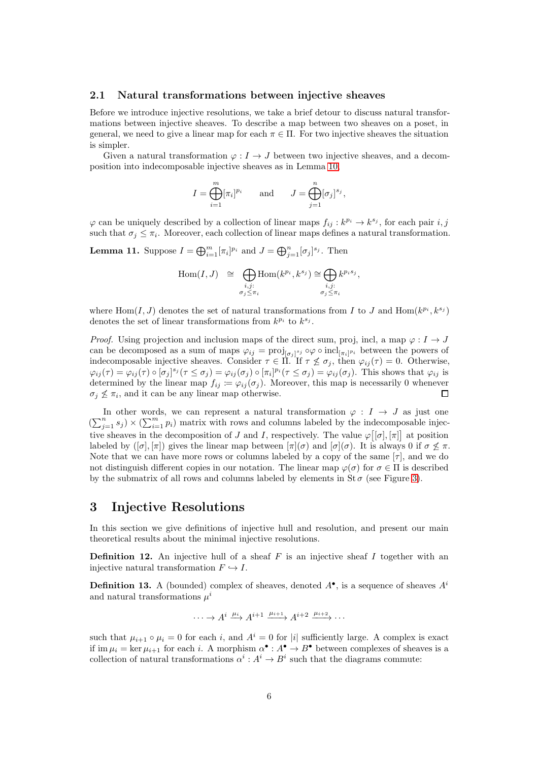### 2.1 Natural transformations between injective sheaves

Before we introduce injective resolutions, we take a brief detour to discuss natural transformations between injective sheaves. To describe a map between two sheaves on a poset, in general, we need to give a linear map for each $\pi \in \Pi$. For two injective sheaves the situation is simpler.

Given a natural transformation $\varphi : I \to J$ between two injective sheaves, and a decomposition into indecomposable injective sheaves as in Lemma 10,

$$I = \bigoplus_{i=1}^{m} [\pi_i]^{p_i} \qquad \text{and} \qquad J = \bigoplus_{j=1}^{n} [\sigma_j]^{s_j},$$

$\varphi$ can be uniquely described by a collection of linear maps $f_{ij} : k^{p_i} \to k^{s_j}$, for each pair $i, j$ such that $\sigma_j \leq \pi_i$. Moreover, each collection of linear maps defines a natural transformation.

**Lemma 11.** Suppose $I = \bigoplus_{i=1}^{m} [\pi_i]^{p_i}$ and $J = \bigoplus_{j=1}^{n} [\sigma_j]^{s_j}$. Then

$$\operatorname{Hom}(I, J) \;\;\cong\;\; \bigoplus_{\substack{i,j:\\ \sigma_j \leq \pi_i}} \operatorname{Hom}(k^{p_i}, k^{s_j}) \cong \bigoplus_{\substack{i,j:\\ \sigma_j \leq \pi_i}} k^{p_i s_j},$$

where $\operatorname{Hom}(I, J)$ denotes the set of natural transformations from $I$ to $J$ and $\operatorname{Hom}(k^{p_i}, k^{s_j})$ denotes the set of linear transformations from $k^{p_i}$ to $k^{s_j}$.

*Proof.* Using projection and inclusion maps of the direct sum, proj, incl, a map $\varphi : I \to J$ can be decomposed as a sum of maps $\varphi_{ij} = \operatorname{proj}_{[\sigma_j]^{s_j}} \circ \varphi \circ \operatorname{incl}_{[\pi_i]^{p_i}}$ between the powers of indecomposable injective sheaves. Consider $\tau \in \Pi$. If $\tau \not\leq \sigma_j$, then $\varphi_{ij}(\tau) = 0$. Otherwise, $\varphi_{ij}(\tau) = \varphi_{ij}(\tau) \circ [\sigma_j]^{s_j}(\tau \leq \sigma_j) = \varphi_{ij}(\sigma_j) \circ [\pi_i]^{p_i}(\tau \leq \sigma_j) = \varphi_{ij}(\sigma_j)$. This shows that $\varphi_{ij}$ is determined by the linear map $f_{ij} \coloneqq \varphi_{ij}(\sigma_j)$. Moreover, this map is necessarily 0 whenever $\sigma_j \not\leq \pi_i$, and it can be any linear map otherwise. $\square$

In other words, we can represent a natural transformation $\varphi : I \to J$ as just one $(\sum_{j=1}^{n} s_j) \times (\sum_{i=1}^{m} p_i)$ matrix with rows and columns labeled by the indecomposable injective sheaves in the decomposition of $J$ and $I$, respectively. The value $\varphi\big[[\sigma], [\pi]\big]$ at position labeled by $([\sigma], [\pi])$ gives the linear map between $[\pi](\sigma)$ and $[\sigma](\sigma)$. It is always 0 if $\sigma \not\leq \pi$. Note that we can have more rows or columns labeled by a copy of the same $[\tau]$, and we do not distinguish different copies in our notation. The linear map $\varphi(\sigma)$ for $\sigma \in \Pi$ is described by the submatrix of all rows and columns labeled by elements in $\operatorname{St} \sigma$ (see Figure 3).

# 3 Injective Resolutions

In this section we give definitions of injective hull and resolution, and present our main theoretical results about the minimal injective resolutions.

**Definition 12.** An injective hull of a sheaf $F$ is an injective sheaf $I$ together with an injective natural transformation $F \hookrightarrow I$.

**Definition 13.** A (bounded) complex of sheaves, denoted $A^\bullet$, is a sequence of sheaves $A^i$ and natural transformations $\mu^i$

$$\cdots \to A^i \xrightarrow{\mu_i} A^{i+1} \xrightarrow{\mu_{i+1}} A^{i+2} \xrightarrow{\mu_{i+2}} \cdots$$

such that $\mu_{i+1} \circ \mu_i = 0$ for each $i$, and $A^i = 0$ for $|i|$ sufficiently large. A complex is exact if $\operatorname{im} \mu_i = \ker \mu_{i+1}$ for each $i$. A morphism $\alpha^\bullet : A^\bullet \to B^\bullet$ between complexes of sheaves is a collection of natural transformations $\alpha^i : A^i \to B^i$ such that the diagrams commute: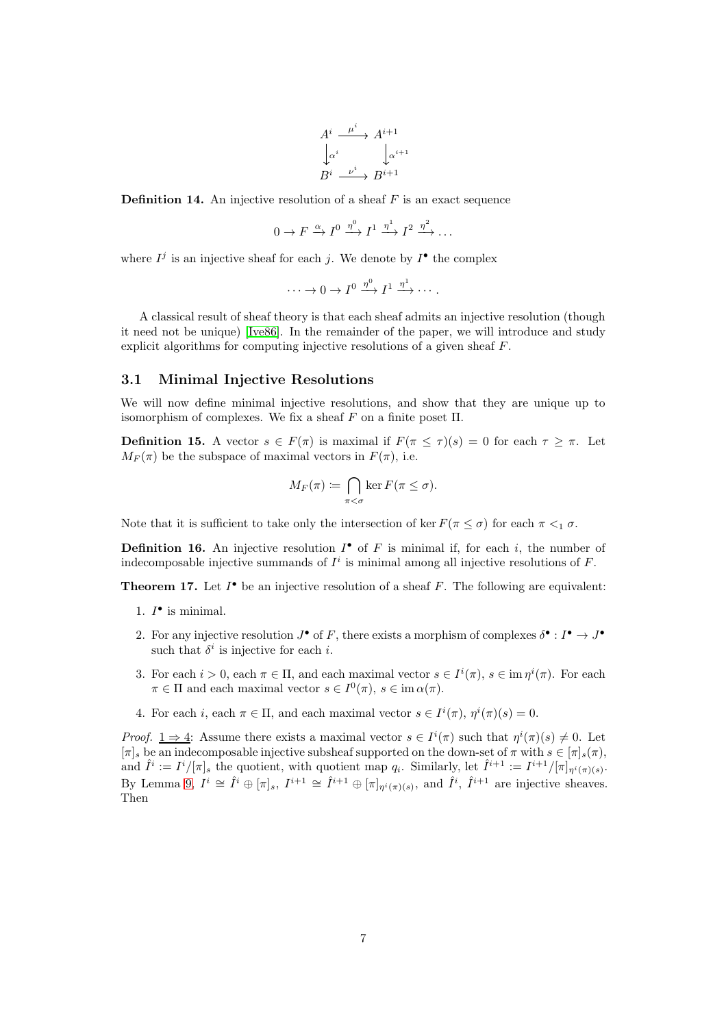$$\begin{array}{ccc} A^i & \xrightarrow{\mu^i} & A^{i+1} \\ \downarrow{\alpha^i} & & \downarrow{\alpha^{i+1}} \\ B^i & \xrightarrow{\nu^i} & B^{i+1} \end{array}$$

**Definition 14.** An injective resolution of a sheaf $F$ is an exact sequence

$$0 \to F \xrightarrow{\alpha} I^0 \xrightarrow{\eta^0} I^1 \xrightarrow{\eta^1} I^2 \xrightarrow{\eta^2} \dots$$

where $I^j$ is an injective sheaf for each $j$. We denote by $I^\bullet$ the complex

$$\dots \to 0 \to I^0 \xrightarrow{\eta^0} I^1 \xrightarrow{\eta^1} \cdots.$$

A classical result of sheaf theory is that each sheaf admits an injective resolution (though it need not be unique) [Ive86]. In the remainder of the paper, we will introduce and study explicit algorithms for computing injective resolutions of a given sheaf $F$.

### 3.1 Minimal Injective Resolutions

We will now define minimal injective resolutions, and show that they are unique up to isomorphism of complexes. We fix a sheaf $F$ on a finite poset $\Pi$.

**Definition 15.** A vector $s \in F(\pi)$ is maximal if $F(\pi \leq \tau)(s) = 0$ for each $\tau \geq \pi$. Let $M_F(\pi)$ be the subspace of maximal vectors in $F(\pi)$, i.e.

$$M_F(\pi) \coloneqq \bigcap_{\pi < \sigma} \ker F(\pi \leq \sigma).$$

Note that it is sufficient to take only the intersection of $\ker F(\pi \leq \sigma)$ for each $\pi <_1 \sigma$.

**Definition 16.** An injective resolution $I^\bullet$ of $F$ is minimal if, for each $i$, the number of indecomposable injective summands of $I^i$ is minimal among all injective resolutions of $F$.

**Theorem 17.** Let $I^\bullet$ be an injective resolution of a sheaf $F$. The following are equivalent:

1. $I^\bullet$ is minimal.
2. For any injective resolution $J^\bullet$ of $F$, there exists a morphism of complexes $\delta^\bullet : I^\bullet \to J^\bullet$ such that $\delta^i$ is injective for each $i$.
3. For each $i > 0$, each $\pi \in \Pi$, and each maximal vector $s \in I^i(\pi)$, $s \in \operatorname{im} \eta^i(\pi)$. For each $\pi \in \Pi$ and each maximal vector $s \in I^0(\pi)$, $s \in \operatorname{im} \alpha(\pi)$.
4. For each $i$, each $\pi \in \Pi$, and each maximal vector $s \in I^i(\pi)$, $\eta^i(\pi)(s) = 0$.

*Proof.* <u>$1 \Rightarrow 4$</u>: Assume there exists a maximal vector $s \in I^i(\pi)$ such that $\eta^i(\pi)(s) \neq 0$. Let $[\pi]_s$ be an indecomposable injective subsheaf supported on the down-set of $\pi$ with $s \in [\pi]_s(\pi)$, and $\hat{I}^i := I^i/[\pi]_s$ the quotient, with quotient map $q_i$. Similarly, let $\hat{I}^{i+1} := I^{i+1}/[\pi]_{\eta^i(\pi)(s)}$. By Lemma 9, $I^i \cong \hat{I}^i \oplus [\pi]_s$, $I^{i+1} \cong \hat{I}^{i+1} \oplus [\pi]_{\eta^i(\pi)(s)}$, and $\hat{I}^i$, $\hat{I}^{i+1}$ are injective sheaves. Then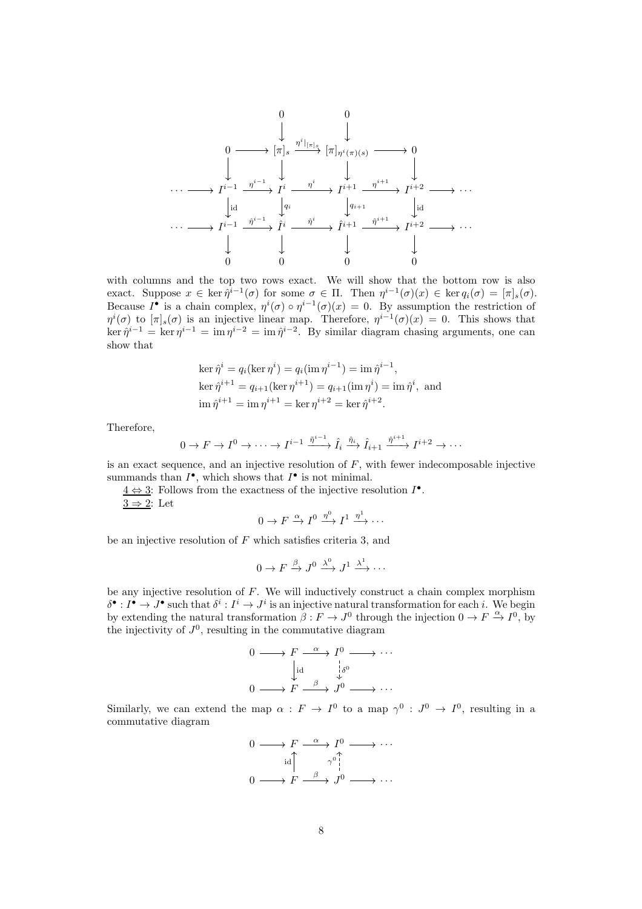$$
\begin{array}{ccccccccc}
 & & 0 & & 0 & & & & \\
 & & \downarrow & & \downarrow & & & & \\
 & 0 \longrightarrow & [\pi]_s & \xrightarrow{\eta^i|_{[\pi]_s}} & [\pi]_{\eta^i(\pi)(s)} & \longrightarrow 0 & & & \\
 & \downarrow & \downarrow & & \downarrow & \downarrow & & & \\
\cdots \longrightarrow & I^{i-1} & \xrightarrow{\eta^{i-1}} I^i & \xrightarrow{\eta^i} & I^{i+1} & \xrightarrow{\eta^{i+1}} I^{i+2} & \longrightarrow \cdots & & \\
 & \downarrow \mathrm{id} & \downarrow q_i & & \downarrow q_{i+1} & \downarrow \mathrm{id} & & & \\
\cdots \longrightarrow & I^{i-1} & \xrightarrow{\hat{\eta}^{i-1}} \hat{I}^i & \xrightarrow{\hat{\eta}^i} & \hat{I}^{i+1} & \xrightarrow{\hat{\eta}^{i+1}} I^{i+2} & \longrightarrow \cdots & & \\
 & \downarrow & \downarrow & & \downarrow & \downarrow & & & \\
 & 0 & 0 & & 0 & 0 & & &
\end{array}
$$

with columns and the top two rows exact. We will show that the bottom row is also exact. Suppose $x \in \ker \hat{\eta}^{i-1}(\sigma)$ for some $\sigma \in \Pi$. Then $\eta^{i-1}(\sigma)(x) \in \ker q_i(\sigma) = [\pi]_s(\sigma)$. Because $I^\bullet$ is a chain complex, $\eta^i(\sigma) \circ \eta^{i-1}(\sigma)(x) = 0$. By assumption the restriction of $\eta^i(\sigma)$ to $[\pi]_s(\sigma)$ is an injective linear map. Therefore, $\eta^{i-1}(\sigma)(x) = 0$. This shows that $\ker \hat{\eta}^{i-1} = \ker \eta^{i-1} = \operatorname{im} \eta^{i-2} = \operatorname{im} \hat{\eta}^{i-2}$. By similar diagram chasing arguments, one can show that

$$
\begin{aligned}
\ker \hat{\eta}^i &= q_i(\ker \eta^i) = q_i(\operatorname{im} \eta^{i-1}) = \operatorname{im} \hat{\eta}^{i-1}, \\
\ker \hat{\eta}^{i+1} &= q_{i+1}(\ker \eta^{i+1}) = q_{i+1}(\operatorname{im} \eta^i) = \operatorname{im} \hat{\eta}^i, \text{ and} \\
\operatorname{im} \hat{\eta}^{i+1} &= \operatorname{im} \eta^{i+1} = \ker \eta^{i+2} = \ker \hat{\eta}^{i+2}.
\end{aligned}
$$

Therefore,

$$
0 \to F \to I^0 \to \cdots \to I^{i-1} \xrightarrow{\hat{\eta}^{i-1}} \hat{I}_i \xrightarrow{\hat{\eta}_i} \hat{I}_{i+1} \xrightarrow{\hat{\eta}^{i+1}} I^{i+2} \to \cdots
$$

is an exact sequence, and an injective resolution of $F$, with fewer indecomposable injective summands than $I^\bullet$, which shows that $I^\bullet$ is not minimal.

<u>$4 \Leftrightarrow 3$</u>: Follows from the exactness of the injective resolution $I^\bullet$.

<u>$3 \Rightarrow 2$</u>: Let

$$
0 \to F \xrightarrow{\alpha} I^0 \xrightarrow{\eta^0} I^1 \xrightarrow{\eta^1} \cdots
$$

be an injective resolution of $F$ which satisfies criteria 3, and

$$
0 \to F \xrightarrow{\beta} J^0 \xrightarrow{\lambda^0} J^1 \xrightarrow{\lambda^1} \cdots
$$

be any injective resolution of $F$. We will inductively construct a chain complex morphism $\delta^\bullet : I^\bullet \to J^\bullet$ such that $\delta^i : I^i \to J^i$ is an injective natural transformation for each $i$. We begin by extending the natural transformation $\beta : F \to J^0$ through the injection $0 \to F \xrightarrow{\alpha} I^0$, by the injectivity of $J^0$, resulting in the commutative diagram

$$
\begin{array}{ccccc}
0 \longrightarrow & F & \xrightarrow{\alpha} & I^0 & \longrightarrow \cdots \\
 & \downarrow \mathrm{id} & & \downarrow \delta^0 & \\
0 \longrightarrow & F & \xrightarrow{\beta} & J^0 & \longrightarrow \cdots
\end{array}
$$

Similarly, we can extend the map $\alpha : F \to I^0$ to a map $\gamma^0 : J^0 \to I^0$, resulting in a commutative diagram

$$
\begin{array}{ccccc}
0 \longrightarrow & F & \xrightarrow{\alpha} & I^0 & \longrightarrow \cdots \\
 & \uparrow \mathrm{id} & & \uparrow \gamma^0 & \\
0 \longrightarrow & F & \xrightarrow{\beta} & J^0 & \longrightarrow \cdots
\end{array}
$$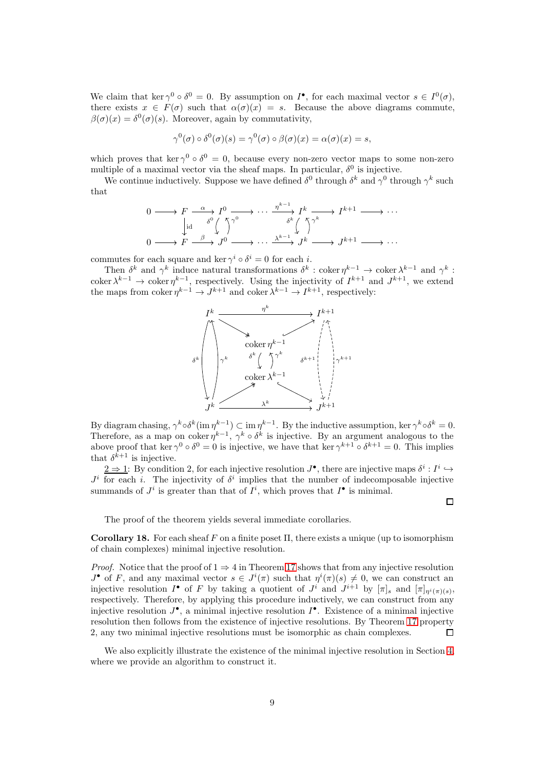We claim that $\ker \gamma^0 \circ \delta^0 = 0$. By assumption on $I^\bullet$, for each maximal vector $s \in I^0(\sigma)$, there exists $x \in F(\sigma)$ such that $\alpha(\sigma)(x) = s$. Because the above diagrams commute, $\beta(\sigma)(x) = \delta^0(\sigma)(s)$. Moreover, again by commutativity,

$$\gamma^0(\sigma) \circ \delta^0(\sigma)(s) = \gamma^0(\sigma) \circ \beta(\sigma)(x) = \alpha(\sigma)(x) = s,$$

which proves that $\ker \gamma^0 \circ \delta^0 = 0$, because every non-zero vector maps to some non-zero multiple of a maximal vector via the sheaf maps. In particular, $\delta^0$ is injective.

We continue inductively. Suppose we have defined $\delta^0$ through $\delta^k$ and $\gamma^0$ through $\gamma^k$ such that

$$\begin{array}{ccccccccccc}
0 & \longrightarrow & F & \xrightarrow{\alpha} & I^0 & \longrightarrow & \cdots & \xrightarrow{\eta^{k-1}} & I^k & \longrightarrow & I^{k+1} \longrightarrow \cdots \\
 & & \downarrow \mathrm{id} & & \delta^0 \downarrow \uparrow \gamma^0 & & & & \delta^k \downarrow \uparrow \gamma^k & & \\
0 & \longrightarrow & F & \xrightarrow{\beta} & J^0 & \longrightarrow & \cdots & \xrightarrow{\lambda^{k-1}} & J^k & \longrightarrow & J^{k+1} \longrightarrow \cdots
\end{array}$$

commutes for each square and $\ker \gamma^i \circ \delta^i = 0$ for each $i$.

Then $\delta^k$ and $\gamma^k$ induce natural transformations $\delta^k : \operatorname{coker} \eta^{k-1} \to \operatorname{coker} \lambda^{k-1}$ and $\gamma^k : \operatorname{coker} \lambda^{k-1} \to \operatorname{coker} \eta^{k-1}$, respectively. Using the injectivity of $I^{k+1}$ and $J^{k+1}$, we extend the maps from $\operatorname{coker} \eta^{k-1} \to J^{k+1}$ and $\operatorname{coker} \lambda^{k-1} \to I^{k+1}$, respectively:

$$\begin{array}{ccccc}
I^k & & \xrightarrow{\eta^k} & & I^{k+1} \\
 & \searrow & & \nearrow & \\
\delta^k \downarrow \uparrow \gamma^k & & \operatorname{coker} \eta^{k-1} & & \delta^{k+1} \downarrow \uparrow \gamma^{k+1} \\
 & & \delta^k \downarrow \uparrow \gamma^k & & \\
 & & \operatorname{coker} \lambda^{k-1} & & \\
 & \nearrow & & \searrow & \\
J^k & & \xrightarrow{\lambda^k} & & J^{k+1}
\end{array}$$

By diagram chasing, $\gamma^k \circ \delta^k(\operatorname{im} \eta^{k-1}) \subset \operatorname{im} \eta^{k-1}$. By the inductive assumption, $\ker \gamma^k \circ \delta^k = 0$. Therefore, as a map on $\operatorname{coker} \eta^{k-1}$, $\gamma^k \circ \delta^k$ is injective. By an argument analogous to the above proof that $\ker \gamma^0 \circ \delta^0 = 0$ is injective, we have that $\ker \gamma^{k+1} \circ \delta^{k+1} = 0$. This implies that $\delta^{k+1}$ is injective.

$\underline{2 \Rightarrow 1}$: By condition 2, for each injective resolution $J^\bullet$, there are injective maps $\delta^i : I^i \hookrightarrow J^i$ for each $i$. The injectivity of $\delta^i$ implies that the number of indecomposable injective summands of $J^i$ is greater than that of $I^i$, which proves that $I^\bullet$ is minimal. $\square$

The proof of the theorem yields several immediate corollaries.

**Corollary 18.** For each sheaf $F$ on a finite poset $\Pi$, there exists a unique (up to isomorphism of chain complexes) minimal injective resolution.

*Proof.* Notice that the proof of $1 \Rightarrow 4$ in Theorem 17 shows that from any injective resolution $J^\bullet$ of $F$, and any maximal vector $s \in J^i(\pi)$ such that $\eta^i(\pi)(s) \neq 0$, we can construct an injective resolution $I^\bullet$ of $F$ by taking a quotient of $J^i$ and $J^{i+1}$ by $[\pi]_s$ and $[\pi]_{\eta^i(\pi)(s)}$, respectively. Therefore, by applying this procedure inductively, we can construct from any injective resolution $J^\bullet$, a minimal injective resolution $I^\bullet$. Existence of a minimal injective resolution then follows from the existence of injective resolutions. By Theorem 17 property 2, any two minimal injective resolutions must be isomorphic as chain complexes. $\square$

We also explicitly illustrate the existence of the minimal injective resolution in Section 4, where we provide an algorithm to construct it.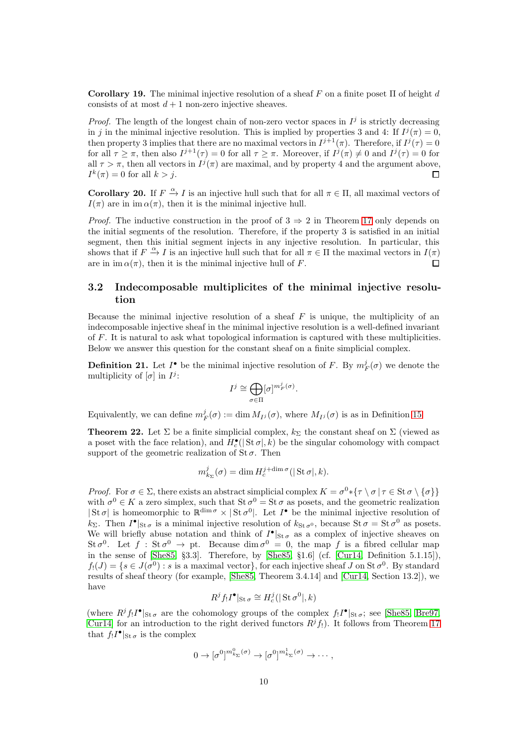**Corollary 19.** The minimal injective resolution of a sheaf $F$ on a finite poset $\Pi$ of height $d$ consists of at most $d+1$ non-zero injective sheaves.

*Proof.* The length of the longest chain of non-zero vector spaces in $I^j$ is strictly decreasing in $j$ in the minimal injective resolution. This is implied by properties 3 and 4: If $I^j(\pi) = 0$, then property 3 implies that there are no maximal vectors in $I^{j+1}(\pi)$. Therefore, if $I^j(\tau) = 0$ for all $\tau \geq \pi$, then also $I^{j+1}(\tau) = 0$ for all $\tau \geq \pi$. Moreover, if $I^j(\pi) \neq 0$ and $I^j(\tau) = 0$ for all $\tau > \pi$, then all vectors in $I^j(\pi)$ are maximal, and by property 4 and the argument above, $I^k(\pi) = 0$ for all $k > j$. □

**Corollary 20.** If $F \xrightarrow{\alpha} I$ is an injective hull such that for all $\pi \in \Pi$, all maximal vectors of $I(\pi)$ are in $\operatorname{im}\alpha(\pi)$, then it is the minimal injective hull.

*Proof.* The inductive construction in the proof of $3 \Rightarrow 2$ in Theorem 17 only depends on the initial segments of the resolution. Therefore, if the property 3 is satisfied in an initial segment, then this initial segment injects in any injective resolution. In particular, this shows that if $F \xrightarrow{\alpha} I$ is an injective hull such that for all $\pi \in \Pi$ the maximal vectors in $I(\pi)$ are in $\operatorname{im}\alpha(\pi)$, then it is the minimal injective hull of $F$. □

## 3.2 Indecomposable multiplicites of the minimal injective resolution

Because the minimal injective resolution of a sheaf $F$ is unique, the multiplicity of an indecomposable injective sheaf in the minimal injective resolution is a well-defined invariant of $F$. It is natural to ask what topological information is captured with these multiplicities. Below we answer this question for the constant sheaf on a finite simplicial complex.

**Definition 21.** Let $I^\bullet$ be the minimal injective resolution of $F$. By $m_F^j(\sigma)$ we denote the multiplicity of $[\sigma]$ in $I^j$:

$$I^j \cong \bigoplus_{\sigma\in\Pi} [\sigma]^{m_F^j(\sigma)}.$$

Equivalently, we can define $m_F^j(\sigma) := \dim M_{I^j}(\sigma)$, where $M_{I^j}(\sigma)$ is as in Definition 15.

**Theorem 22.** Let $\Sigma$ be a finite simplicial complex, $k_\Sigma$ the constant sheaf on $\Sigma$ (viewed as a poset with the face relation), and $H_c^\bullet(|\operatorname{St}\sigma|, k)$ be the singular cohomology with compact support of the geometric realization of $\operatorname{St}\sigma$. Then

$$m_{k_\Sigma}^j(\sigma) = \dim H_c^{j+\dim\sigma}(|\operatorname{St}\sigma|, k).$$

*Proof.* For $\sigma \in \Sigma$, there exists an abstract simplicial complex $K = \sigma^0 * \{\tau \setminus \sigma \mid \tau \in \operatorname{St}\sigma \setminus \{\sigma\}\}$ with $\sigma^0 \in K$ a zero simplex, such that $\operatorname{St}\sigma^0 = \operatorname{St}\sigma$ as posets, and the geometric realization $|\operatorname{St}\sigma|$ is homeomorphic to $\mathbb{R}^{\dim\sigma} \times |\operatorname{St}\sigma^0|$. Let $I^\bullet$ be the minimal injective resolution of $k_\Sigma$. Then $I^\bullet|_{\operatorname{St}\sigma}$ is a minimal injective resolution of $k_{\operatorname{St}\sigma^0}$, because $\operatorname{St}\sigma = \operatorname{St}\sigma^0$ as posets. We will briefly abuse notation and think of $I^\bullet|_{\operatorname{St}\sigma}$ as a complex of injective sheaves on $\operatorname{St}\sigma^0$. Let $f : \operatorname{St}\sigma^0 \to \mathrm{pt}$. Because $\dim\sigma^0 = 0$, the map $f$ is a fibred cellular map in the sense of [She85, §3.3]. Therefore, by [She85, §1.6] (cf. [Cur14, Definition 5.1.15]), $f_!(J) = \{s \in J(\sigma^0) : s \text{ is a maximal vector}\}$, for each injective sheaf $J$ on $\operatorname{St}\sigma^0$. By standard results of sheaf theory (for example, [She85, Theorem 3.4.14] and [Cur14, Section 13.2]), we have

$$R^j f_! I^\bullet|_{\operatorname{St}\sigma} \cong H_c^j(|\operatorname{St}\sigma^0|, k)$$

(where $R^j f_! I^\bullet|_{\operatorname{St}\sigma}$ are the cohomology groups of the complex $f_! I^\bullet|_{\operatorname{St}\sigma}$; see [She85, Bre97, Cur14] for an introduction to the right derived functors $R^j f_!$). It follows from Theorem 17 that $f_! I^\bullet|_{\operatorname{St}\sigma}$ is the complex

$$0 \to [\sigma^0]^{m_{k_\Sigma}^0(\sigma)} \to [\sigma^0]^{m_{k_\Sigma}^1(\sigma)} \to \cdots,$$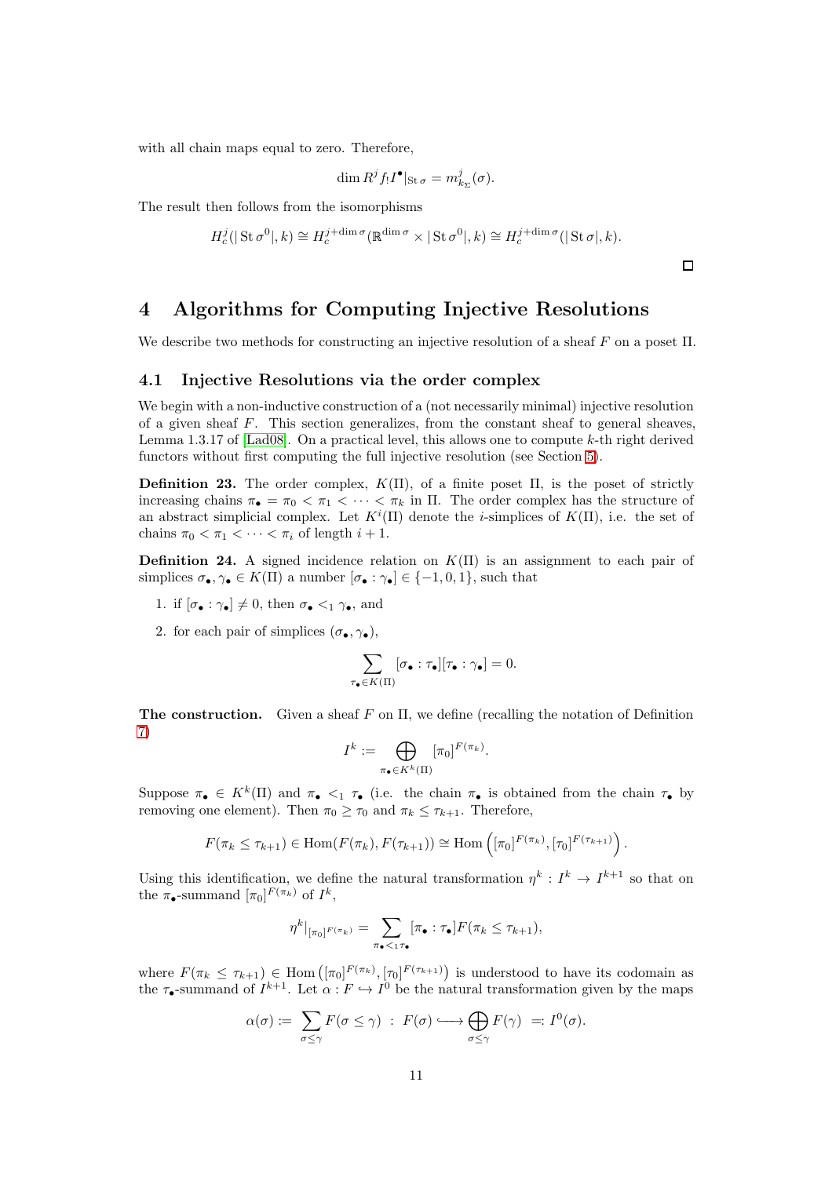with all chain maps equal to zero. Therefore,

$$\dim R^j f_! I^\bullet|_{\operatorname{St}\sigma} = m^j_{k_\Sigma}(\sigma).$$

The result then follows from the isomorphisms

$$H^j_c(|\operatorname{St}\sigma^0|, k) \cong H^{j+\dim\sigma}_c(\mathbb{R}^{\dim\sigma} \times |\operatorname{St}\sigma^0|, k) \cong H^{j+\dim\sigma}_c(|\operatorname{St}\sigma|, k).$$

□

# 4 Algorithms for Computing Injective Resolutions

We describe two methods for constructing an injective resolution of a sheaf $F$ on a poset $\Pi$.

## 4.1 Injective Resolutions via the order complex

We begin with a non-inductive construction of a (not necessarily minimal) injective resolution of a given sheaf $F$. This section generalizes, from the constant sheaf to general sheaves, Lemma 1.3.17 of [Lad08]. On a practical level, this allows one to compute $k$-th right derived functors without first computing the full injective resolution (see Section 5).

**Definition 23.** The order complex, $K(\Pi)$, of a finite poset $\Pi$, is the poset of strictly increasing chains $\pi_\bullet = \pi_0 < \pi_1 < \cdots < \pi_k$ in $\Pi$. The order complex has the structure of an abstract simplicial complex. Let $K^i(\Pi)$ denote the $i$-simplices of $K(\Pi)$, i.e. the set of chains $\pi_0 < \pi_1 < \cdots < \pi_i$ of length $i+1$.

**Definition 24.** A signed incidence relation on $K(\Pi)$ is an assignment to each pair of simplices $\sigma_\bullet, \gamma_\bullet \in K(\Pi)$ a number $[\sigma_\bullet : \gamma_\bullet] \in \{-1, 0, 1\}$, such that

1. if $[\sigma_\bullet : \gamma_\bullet] \neq 0$, then $\sigma_\bullet <_1 \gamma_\bullet$, and
2. for each pair of simplices $(\sigma_\bullet, \gamma_\bullet)$,

$$\sum_{\tau_\bullet \in K(\Pi)} [\sigma_\bullet : \tau_\bullet][\tau_\bullet : \gamma_\bullet] = 0.$$

**The construction.** Given a sheaf $F$ on $\Pi$, we define (recalling the notation of Definition 7)

$$I^k := \bigoplus_{\pi_\bullet \in K^k(\Pi)} [\pi_0]^{F(\pi_k)}.$$

Suppose $\pi_\bullet \in K^k(\Pi)$ and $\pi_\bullet <_1 \tau_\bullet$ (i.e. the chain $\pi_\bullet$ is obtained from the chain $\tau_\bullet$ by removing one element). Then $\pi_0 \geq \tau_0$ and $\pi_k \leq \tau_{k+1}$. Therefore,

$$F(\pi_k \leq \tau_{k+1}) \in \operatorname{Hom}(F(\pi_k), F(\tau_{k+1})) \cong \operatorname{Hom}\left([\pi_0]^{F(\pi_k)}, [\tau_0]^{F(\tau_{k+1})}\right).$$

Using this identification, we define the natural transformation $\eta^k : I^k \to I^{k+1}$ so that on the $\pi_\bullet$-summand $[\pi_0]^{F(\pi_k)}$ of $I^k$,

$$\eta^k|_{[\pi_0]^{F(\pi_k)}} = \sum_{\pi_\bullet <_1 \tau_\bullet} [\pi_\bullet : \tau_\bullet] F(\pi_k \leq \tau_{k+1}),$$

where $F(\pi_k \leq \tau_{k+1}) \in \operatorname{Hom}\left([\pi_0]^{F(\pi_k)}, [\tau_0]^{F(\tau_{k+1})}\right)$ is understood to have its codomain as the $\tau_\bullet$-summand of $I^{k+1}$. Let $\alpha : F \hookrightarrow I^0$ be the natural transformation given by the maps

$$\alpha(\sigma) := \sum_{\sigma \leq \gamma} F(\sigma \leq \gamma) \ : \ F(\sigma) \longhookrightarrow \bigoplus_{\sigma \leq \gamma} F(\gamma) \ =: I^0(\sigma).$$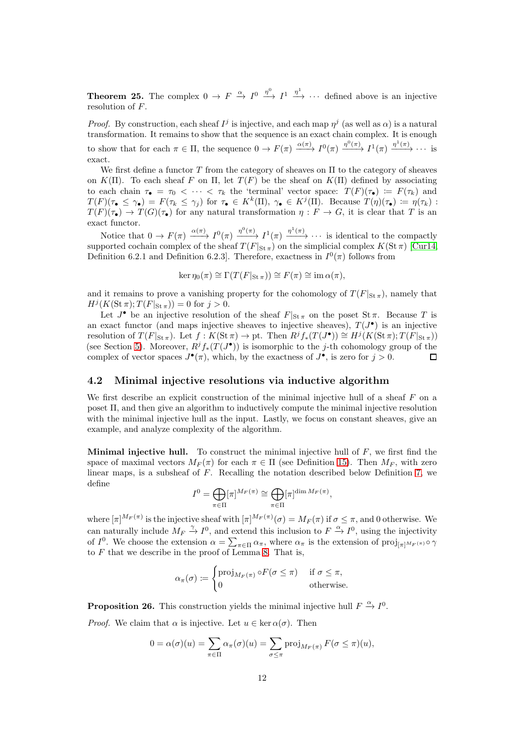**Theorem 25.** The complex $0 \to F \xrightarrow{\alpha} I^0 \xrightarrow{\eta^0} I^1 \xrightarrow{\eta^1} \cdots$ defined above is an injective resolution of $F$.

*Proof.* By construction, each sheaf $I^j$ is injective, and each map $\eta^j$ (as well as $\alpha$) is a natural transformation. It remains to show that the sequence is an exact chain complex. It is enough to show that for each $\pi \in \Pi$, the sequence $0 \to F(\pi) \xrightarrow{\alpha(\pi)} I^0(\pi) \xrightarrow{\eta^0(\pi)} I^1(\pi) \xrightarrow{\eta^1(\pi)} \cdots$ is exact.

We first define a functor $T$ from the category of sheaves on $\Pi$ to the category of sheaves on $K(\Pi)$. To each sheaf $F$ on $\Pi$, let $T(F)$ be the sheaf on $K(\Pi)$ defined by associating to each chain $\tau_\bullet = \tau_0 < \cdots < \tau_k$ the 'terminal' vector space: $T(F)(\tau_\bullet) := F(\tau_k)$ and $T(F)(\tau_\bullet \leq \gamma_\bullet) = F(\tau_k \leq \gamma_j)$ for $\tau_\bullet \in K^k(\Pi)$, $\gamma_\bullet \in K^j(\Pi)$. Because $T(\eta)(\tau_\bullet) := \eta(\tau_k) : T(F)(\tau_\bullet) \to T(G)(\tau_\bullet)$ for any natural transformation $\eta : F \to G$, it is clear that $T$ is an exact functor.

Notice that $0 \to F(\pi) \xrightarrow{\alpha(\pi)} I^0(\pi) \xrightarrow{\eta^0(\pi)} I^1(\pi) \xrightarrow{\eta^1(\pi)} \cdots$ is identical to the compactly supported cochain complex of the sheaf $T(F|_{\operatorname{St}\pi})$ on the simplicial complex $K(\operatorname{St}\pi)$ [Cur14, Definition 6.2.1 and Definition 6.2.3]. Therefore, exactness in $I^0(\pi)$ follows from

$$\ker \eta_0(\pi) \cong \Gamma(T(F|_{\operatorname{St}\pi})) \cong F(\pi) \cong \operatorname{im} \alpha(\pi),$$

and it remains to prove a vanishing property for the cohomology of $T(F|_{\operatorname{St}\pi})$, namely that $H^j(K(\operatorname{St}\pi); T(F|_{\operatorname{St}\pi})) = 0$ for $j > 0$.

Let $J^\bullet$ be an injective resolution of the sheaf $F|_{\operatorname{St}\pi}$ on the poset $\operatorname{St}\pi$. Because $T$ is an exact functor (and maps injective sheaves to injective sheaves), $T(J^\bullet)$ is an injective resolution of $T(F|_{\operatorname{St}\pi})$. Let $f : K(\operatorname{St}\pi) \to \mathrm{pt}$. Then $R^j f_*(T(J^\bullet)) \cong H^j(K(\operatorname{St}\pi); T(F|_{\operatorname{St}\pi}))$ (see Section 5). Moreover, $R^j f_*(T(J^\bullet))$ is isomorphic to the $j$-th cohomology group of the complex of vector spaces $J^\bullet(\pi)$, which, by the exactness of $J^\bullet$, is zero for $j > 0$. $\square$

## 4.2 Minimal injective resolutions via inductive algorithm

We first describe an explicit construction of the minimal injective hull of a sheaf $F$ on a poset $\Pi$, and then give an algorithm to inductively compute the minimal injective resolution with the minimal injective hull as the input. Lastly, we focus on constant sheaves, give an example, and analyze complexity of the algorithm.

**Minimal injective hull.** To construct the minimal injective hull of $F$, we first find the space of maximal vectors $M_F(\pi)$ for each $\pi \in \Pi$ (see Definition 15). Then $M_F$, with zero linear maps, is a subsheaf of $F$. Recalling the notation described below Definition 7, we define

$$I^0 = \bigoplus_{\pi \in \Pi} [\pi]^{M_F(\pi)} \cong \bigoplus_{\pi \in \Pi} [\pi]^{\dim M_F(\pi)},$$

where $[\pi]^{M_F(\pi)}$ is the injective sheaf with $[\pi]^{M_F(\pi)}(\sigma) = M_F(\pi)$ if $\sigma \leq \pi$, and $0$ otherwise. We can naturally include $M_F \xrightarrow{\gamma} I^0$, and extend this inclusion to $F \xrightarrow{\alpha} I^0$, using the injectivity of $I^0$. We choose the extension $\alpha = \sum_{\pi \in \Pi} \alpha_\pi$, where $\alpha_\pi$ is the extension of $\operatorname{proj}_{[\pi]^{M_F(\pi)}} \circ \gamma$ to $F$ that we describe in the proof of Lemma 8. That is,

$$\alpha_\pi(\sigma) := \begin{cases} \operatorname{proj}_{M_F(\pi)} \circ F(\sigma \leq \pi) & \text{if } \sigma \leq \pi, \\ 0 & \text{otherwise.} \end{cases}$$

**Proposition 26.** This construction yields the minimal injective hull $F \xrightarrow{\alpha} I^0$.

*Proof.* We claim that $\alpha$ is injective. Let $u \in \ker \alpha(\sigma)$. Then

$$0 = \alpha(\sigma)(u) = \sum_{\pi \in \Pi} \alpha_\pi(\sigma)(u) = \sum_{\sigma \leq \pi} \operatorname{proj}_{M_F(\pi)} F(\sigma \leq \pi)(u),$$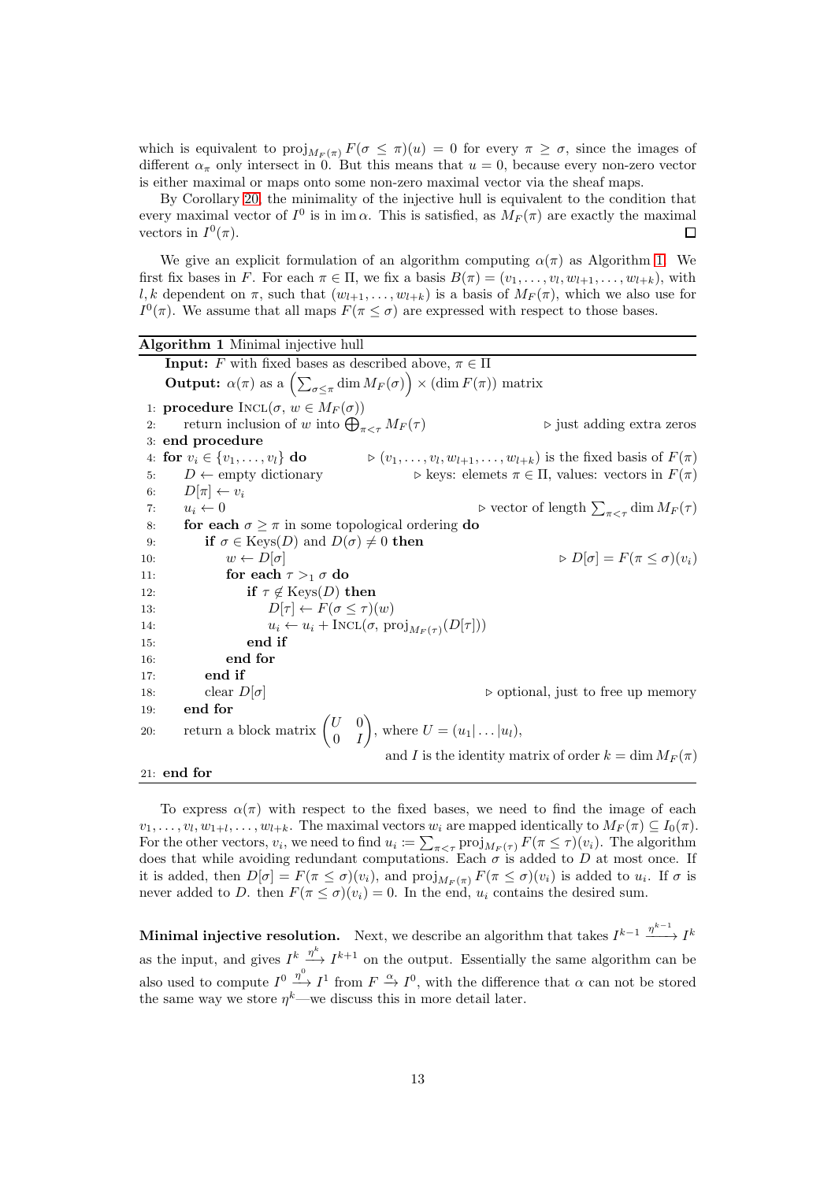which is equivalent to $\mathrm{proj}_{M_F(\pi)} F(\sigma \leq \pi)(u) = 0$ for every $\pi \geq \sigma$, since the images of different $\alpha_\pi$ only intersect in 0. But this means that $u = 0$, because every non-zero vector is either maximal or maps onto some non-zero maximal vector via the sheaf maps.

By Corollary 20, the minimality of the injective hull is equivalent to the condition that every maximal vector of $I^0$ is in $\mathrm{im}\,\alpha$. This is satisfied, as $M_F(\pi)$ are exactly the maximal vectors in $I^0(\pi)$. □

We give an explicit formulation of an algorithm computing $\alpha(\pi)$ as Algorithm 1. We first fix bases in $F$. For each $\pi \in \Pi$, we fix a basis $B(\pi) = (v_1, \ldots, v_l, w_{l+1}, \ldots, w_{l+k})$, with $l, k$ dependent on $\pi$, such that $(w_{l+1}, \ldots, w_{l+k})$ is a basis of $M_F(\pi)$, which we also use for $I^0(\pi)$. We assume that all maps $F(\pi \leq \sigma)$ are expressed with respect to those bases.

**Algorithm 1** Minimal injective hull

**Input:** $F$ with fixed bases as described above, $\pi \in \Pi$

**Output:** $\alpha(\pi)$ as a $\left(\sum_{\sigma \leq \pi} \dim M_F(\sigma)\right) \times (\dim F(\pi))$ matrix

```
1: procedure INCL(σ, w ∈ M_F(σ))
2:     return inclusion of w into ⊕_{π<τ} M_F(τ)                ▷ just adding extra zeros
3: end procedure
4: for v_i ∈ {v_1, ..., v_l} do        ▷ (v_1, ..., v_l, w_{l+1}, ..., w_{l+k}) is the fixed basis of F(π)
5:     D ← empty dictionary                  ▷ keys: elemets π ∈ Π, values: vectors in F(π)
6:     D[π] ← v_i
7:     u_i ← 0                                      ▷ vector of length Σ_{π<τ} dim M_F(τ)
8:     for each σ ≥ π in some topological ordering do
9:         if σ ∈ Keys(D) and D(σ) ≠ 0 then
10:            w ← D[σ]                                          ▷ D[σ] = F(π ≤ σ)(v_i)
11:            for each τ >_1 σ do
12:                if τ ∉ Keys(D) then
13:                    D[τ] ← F(σ ≤ τ)(w)
14:                    u_i ← u_i + INCL(σ, proj_{M_F(τ)}(D[τ]))
15:                end if
16:            end for
17:        end if
18:        clear D[σ]                                   ▷ optional, just to free up memory
19:    end for
20:    return a block matrix (U 0; 0 I), where U = (u_1| ... |u_l),
               and I is the identity matrix of order k = dim M_F(π)
21: end for
```

To express $\alpha(\pi)$ with respect to the fixed bases, we need to find the image of each $v_1, \ldots, v_l, w_{1+l}, \ldots, w_{l+k}$. The maximal vectors $w_i$ are mapped identically to $M_F(\pi) \subseteq I_0(\pi)$. For the other vectors, $v_i$, we need to find $u_i := \sum_{\pi < \tau} \mathrm{proj}_{M_F(\tau)} F(\pi \leq \tau)(v_i)$. The algorithm does that while avoiding redundant computations. Each $\sigma$ is added to $D$ at most once. If it is added, then $D[\sigma] = F(\pi \leq \sigma)(v_i)$, and $\mathrm{proj}_{M_F(\pi)} F(\pi \leq \sigma)(v_i)$ is added to $u_i$. If $\sigma$ is never added to $D$. then $F(\pi \leq \sigma)(v_i) = 0$. In the end, $u_i$ contains the desired sum.

**Minimal injective resolution.** Next, we describe an algorithm that takes $I^{k-1} \xrightarrow{\eta^{k-1}} I^k$ as the input, and gives $I^k \xrightarrow{\eta^k} I^{k+1}$ on the output. Essentially the same algorithm can be also used to compute $I^0 \xrightarrow{\eta^0} I^1$ from $F \xrightarrow{\alpha} I^0$, with the difference that $\alpha$ can not be stored the same way we store $\eta^k$—we discuss this in more detail later.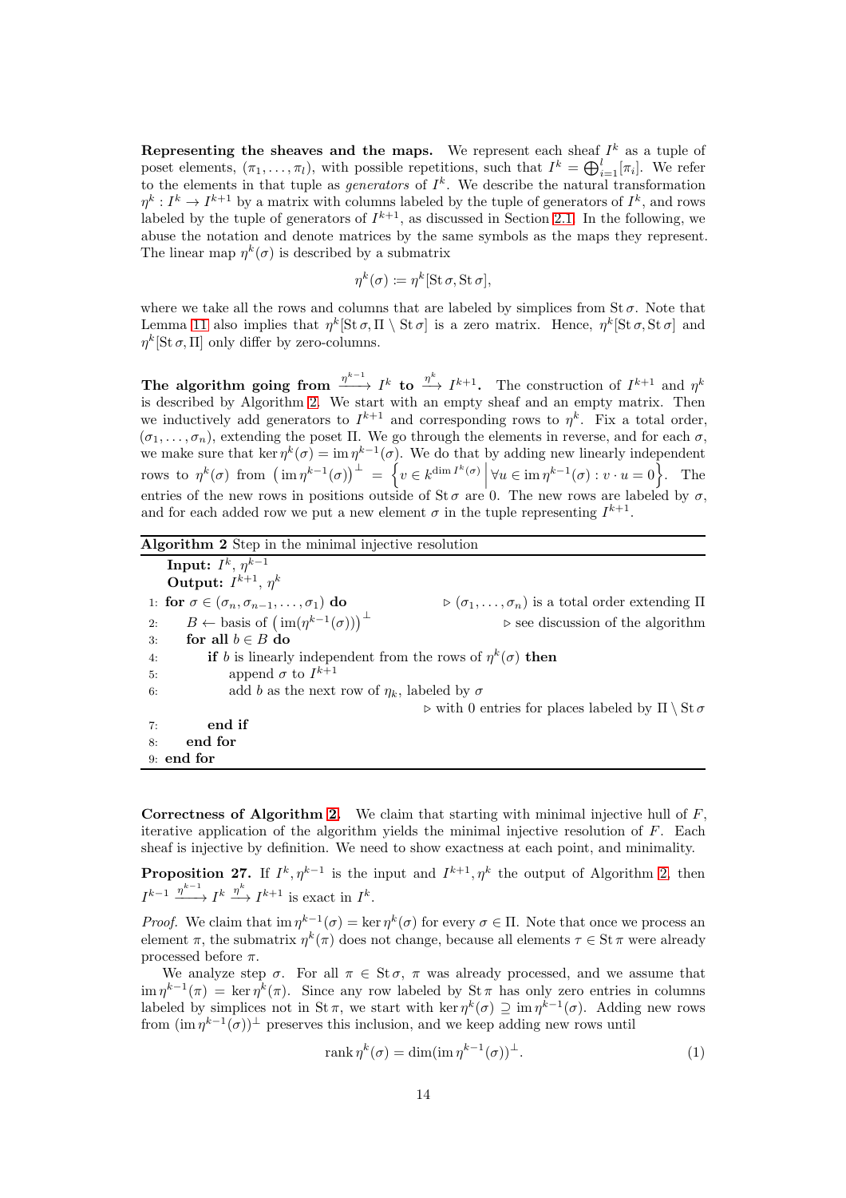**Representing the sheaves and the maps.** We represent each sheaf $I^k$ as a tuple of poset elements, $(\pi_1, \dots, \pi_l)$, with possible repetitions, such that $I^k = \bigoplus_{i=1}^{l} [\pi_i]$. We refer to the elements in that tuple as *generators* of $I^k$. We describe the natural transformation $\eta^k : I^k \to I^{k+1}$ by a matrix with columns labeled by the tuple of generators of $I^k$, and rows labeled by the tuple of generators of $I^{k+1}$, as discussed in Section 2.1. In the following, we abuse the notation and denote matrices by the same symbols as the maps they represent. The linear map $\eta^k(\sigma)$ is described by a submatrix

$$\eta^k(\sigma) \coloneqq \eta^k[\operatorname{St}\sigma, \operatorname{St}\sigma],$$

where we take all the rows and columns that are labeled by simplices from $\operatorname{St}\sigma$. Note that Lemma 11 also implies that $\eta^k[\operatorname{St}\sigma, \Pi \setminus \operatorname{St}\sigma]$ is a zero matrix. Hence, $\eta^k[\operatorname{St}\sigma, \operatorname{St}\sigma]$ and $\eta^k[\operatorname{St}\sigma, \Pi]$ only differ by zero-columns.

**The algorithm going from $\xrightarrow{\eta^{k-1}} I^k$ to $\xrightarrow{\eta^k} I^{k+1}$.** The construction of $I^{k+1}$ and $\eta^k$ is described by Algorithm 2. We start with an empty sheaf and an empty matrix. Then we inductively add generators to $I^{k+1}$ and corresponding rows to $\eta^k$. Fix a total order, $(\sigma_1, \dots, \sigma_n)$, extending the poset $\Pi$. We go through the elements in reverse, and for each $\sigma$, we make sure that $\ker \eta^k(\sigma) = \operatorname{im} \eta^{k-1}(\sigma)$. We do that by adding new linearly independent rows to $\eta^k(\sigma)$ from $\left(\operatorname{im} \eta^{k-1}(\sigma)\right)^{\perp} = \left\{ v \in k^{\dim I^k(\sigma)} \,\middle|\, \forall u \in \operatorname{im} \eta^{k-1}(\sigma) : v \cdot u = 0 \right\}$. The entries of the new rows in positions outside of $\operatorname{St}\sigma$ are 0. The new rows are labeled by $\sigma$, and for each added row we put a new element $\sigma$ in the tuple representing $I^{k+1}$.

**Algorithm 2** Step in the minimal injective resolution

```
    Input: I^k, η^{k-1}
    Output: I^{k+1}, η^k
1: for σ ∈ (σ_n, σ_{n-1}, ..., σ_1) do          ▷ (σ_1, ..., σ_n) is a total order extending Π
2:     B ← basis of (im(η^{k-1}(σ)))^⊥           ▷ see discussion of the algorithm
3:     for all b ∈ B do
4:         if b is linearly independent from the rows of η^k(σ) then
5:             append σ to I^{k+1}
6:             add b as the next row of η_k, labeled by σ
                                               ▷ with 0 entries for places labeled by Π \ St σ
7:         end if
8:     end for
9: end for
```

**Correctness of Algorithm 2.** We claim that starting with minimal injective hull of $F$, iterative application of the algorithm yields the minimal injective resolution of $F$. Each sheaf is injective by definition. We need to show exactness at each point, and minimality.

**Proposition 27.** *If $I^k, \eta^{k-1}$ is the input and $I^{k+1}, \eta^k$ the output of Algorithm 2, then $I^{k-1} \xrightarrow{\eta^{k-1}} I^k \xrightarrow{\eta^k} I^{k+1}$ is exact in $I^k$.*

*Proof.* We claim that $\operatorname{im} \eta^{k-1}(\sigma) = \ker \eta^k(\sigma)$ for every $\sigma \in \Pi$. Note that once we process an element $\pi$, the submatrix $\eta^k(\pi)$ does not change, because all elements $\tau \in \operatorname{St}\pi$ were already processed before $\pi$.

We analyze step $\sigma$. For all $\pi \in \operatorname{St}\sigma$, $\pi$ was already processed, and we assume that $\operatorname{im} \eta^{k-1}(\pi) = \ker \eta^k(\pi)$. Since any row labeled by $\operatorname{St}\pi$ has only zero entries in columns labeled by simplices not in $\operatorname{St}\pi$, we start with $\ker \eta^k(\sigma) \supseteq \operatorname{im} \eta^{k-1}(\sigma)$. Adding new rows from $(\operatorname{im} \eta^{k-1}(\sigma))^{\perp}$ preserves this inclusion, and we keep adding new rows until

$$\operatorname{rank} \eta^k(\sigma) = \dim(\operatorname{im} \eta^{k-1}(\sigma))^{\perp}. \tag{1}$$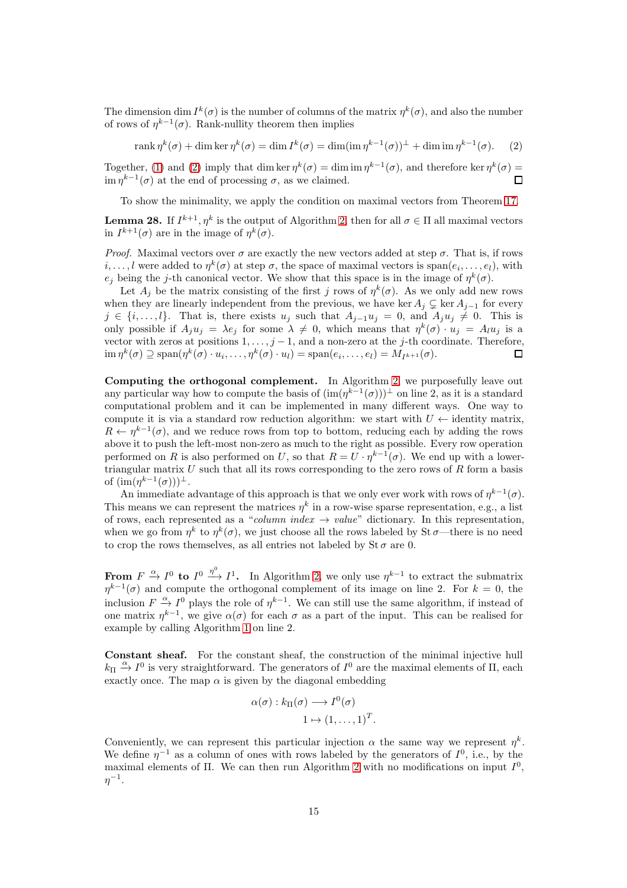The dimension $\dim I^k(\sigma)$ is the number of columns of the matrix $\eta^k(\sigma)$, and also the number of rows of $\eta^{k-1}(\sigma)$. Rank-nullity theorem then implies

$$\operatorname{rank} \eta^k(\sigma) + \dim \ker \eta^k(\sigma) = \dim I^k(\sigma) = \dim(\operatorname{im} \eta^{k-1}(\sigma))^{\perp} + \dim \operatorname{im} \eta^{k-1}(\sigma). \quad (2)$$

Together, (1) and (2) imply that $\dim \ker \eta^k(\sigma) = \dim \operatorname{im} \eta^{k-1}(\sigma)$, and therefore $\ker \eta^k(\sigma) = \operatorname{im} \eta^{k-1}(\sigma)$ at the end of processing $\sigma$, as we claimed. □

To show the minimality, we apply the condition on maximal vectors from Theorem 17.

**Lemma 28.** *If $I^{k+1}, \eta^k$ is the output of Algorithm 2, then for all $\sigma \in \Pi$ all maximal vectors in $I^{k+1}(\sigma)$ are in the image of $\eta^k(\sigma)$.*

*Proof.* Maximal vectors over $\sigma$ are exactly the new vectors added at step $\sigma$. That is, if rows $i, \dots, l$ were added to $\eta^k(\sigma)$ at step $\sigma$, the space of maximal vectors is $\operatorname{span}(e_i, \dots, e_l)$, with $e_j$ being the $j$-th canonical vector. We show that this space is in the image of $\eta^k(\sigma)$.

Let $A_j$ be the matrix consisting of the first $j$ rows of $\eta^k(\sigma)$. As we only add new rows when they are linearly independent from the previous, we have $\ker A_j \subsetneq \ker A_{j-1}$ for every $j \in \{i, \dots, l\}$. That is, there exists $u_j$ such that $A_{j-1} u_j = 0$, and $A_j u_j \neq 0$. This is only possible if $A_j u_j = \lambda e_j$ for some $\lambda \neq 0$, which means that $\eta^k(\sigma) \cdot u_j = A_l u_j$ is a vector with zeros at positions $1, \dots, j-1$, and a non-zero at the $j$-th coordinate. Therefore, $\operatorname{im} \eta^k(\sigma) \supseteq \operatorname{span}(\eta^k(\sigma) \cdot u_i, \dots, \eta^k(\sigma) \cdot u_l) = \operatorname{span}(e_i, \dots, e_l) = M_{I^{k+1}}(\sigma)$. □

**Computing the orthogonal complement.** In Algorithm 2, we purposefully leave out any particular way how to compute the basis of $(\operatorname{im}(\eta^{k-1}(\sigma)))^{\perp}$ on line 2, as it is a standard computational problem and it can be implemented in many different ways. One way to compute it is via a standard row reduction algorithm: we start with $U \leftarrow$ identity matrix, $R \leftarrow \eta^{k-1}(\sigma)$, and we reduce rows from top to bottom, reducing each by adding the rows above it to push the left-most non-zero as much to the right as possible. Every row operation performed on $R$ is also performed on $U$, so that $R = U \cdot \eta^{k-1}(\sigma)$. We end up with a lower-triangular matrix $U$ such that all its rows corresponding to the zero rows of $R$ form a basis of $(\operatorname{im}(\eta^{k-1}(\sigma)))^{\perp}$.

An immediate advantage of this approach is that we only ever work with rows of $\eta^{k-1}(\sigma)$. This means we can represent the matrices $\eta^k$ in a row-wise sparse representation, e.g., a list of rows, each represented as a "*column index* $\rightarrow$ *value*" dictionary. In this representation, when we go from $\eta^k$ to $\eta^k(\sigma)$, we just choose all the rows labeled by $\operatorname{St} \sigma$—there is no need to crop the rows themselves, as all entries not labeled by $\operatorname{St} \sigma$ are 0.

**From $F \xrightarrow{\alpha} I^0$ to $I^0 \xrightarrow{\eta^0} I^1$.** In Algorithm 2, we only use $\eta^{k-1}$ to extract the submatrix $\eta^{k-1}(\sigma)$ and compute the orthogonal complement of its image on line 2. For $k = 0$, the inclusion $F \xrightarrow{\alpha} I^0$ plays the role of $\eta^{k-1}$. We can still use the same algorithm, if instead of one matrix $\eta^{k-1}$, we give $\alpha(\sigma)$ for each $\sigma$ as a part of the input. This can be realised for example by calling Algorithm 1 on line 2.

**Constant sheaf.** For the constant sheaf, the construction of the minimal injective hull $k_\Pi \xrightarrow{\alpha} I^0$ is very straightforward. The generators of $I^0$ are the maximal elements of $\Pi$, each exactly once. The map $\alpha$ is given by the diagonal embedding

$$\begin{aligned} \alpha(\sigma) : k_\Pi(\sigma) &\longrightarrow I^0(\sigma) \\ 1 &\mapsto (1, \dots, 1)^T. \end{aligned}$$

Conveniently, we can represent this particular injection $\alpha$ the same way we represent $\eta^k$. We define $\eta^{-1}$ as a column of ones with rows labeled by the generators of $I^0$, i.e., by the maximal elements of $\Pi$. We can then run Algorithm 2 with no modifications on input $I^0$, $\eta^{-1}$.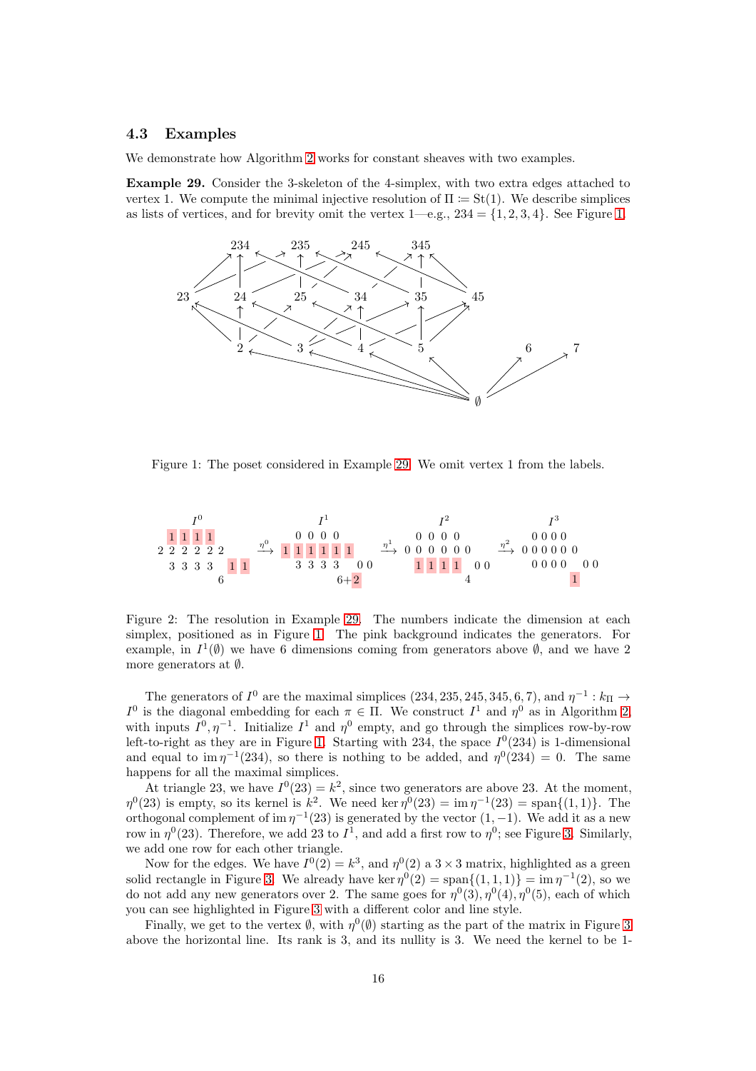### 4.3 Examples

We demonstrate how Algorithm 2 works for constant sheaves with two examples.

**Example 29.** Consider the 3-skeleton of the 4-simplex, with two extra edges attached to vertex 1. We compute the minimal injective resolution of $\Pi \coloneqq \mathrm{St}(1)$. We describe simplices as lists of vertices, and for brevity omit the vertex 1—e.g., $234 = \{1, 2, 3, 4\}$. See Figure 1.

Figure 1: The poset considered in Example 29. We omit vertex 1 from the labels.

Figure 2: The resolution in Example 29. The numbers indicate the dimension at each simplex, positioned as in Figure 1. The pink background indicates the generators. For example, in $I^1(\emptyset)$ we have 6 dimensions coming from generators above $\emptyset$, and we have 2 more generators at $\emptyset$.

The generators of $I^0$ are the maximal simplices $(234, 235, 245, 345, 6, 7)$, and $\eta^{-1} : k_\Pi \to I^0$ is the diagonal embedding for each $\pi \in \Pi$. We construct $I^1$ and $\eta^0$ as in Algorithm 2, with inputs $I^0, \eta^{-1}$. Initialize $I^1$ and $\eta^0$ empty, and go through the simplices row-by-row left-to-right as they are in Figure 1. Starting with 234, the space $I^0(234)$ is 1-dimensional and equal to $\operatorname{im} \eta^{-1}(234)$, so there is nothing to be added, and $\eta^0(234) = 0$. The same happens for all the maximal simplices.

At triangle 23, we have $I^0(23) = k^2$, since two generators are above 23. At the moment, $\eta^0(23)$ is empty, so its kernel is $k^2$. We need $\ker \eta^0(23) = \operatorname{im} \eta^{-1}(23) = \operatorname{span}\{(1, 1)\}$. The orthogonal complement of $\operatorname{im} \eta^{-1}(23)$ is generated by the vector $(1, -1)$. We add it as a new row in $\eta^0(23)$. Therefore, we add 23 to $I^1$, and add a first row to $\eta^0$; see Figure 3. Similarly, we add one row for each other triangle.

Now for the edges. We have $I^0(2) = k^3$, and $\eta^0(2)$ a $3 \times 3$ matrix, highlighted as a green solid rectangle in Figure 3. We already have $\ker \eta^0(2) = \operatorname{span}\{(1, 1, 1)\} = \operatorname{im} \eta^{-1}(2)$, so we do not add any new generators over 2. The same goes for $\eta^0(3), \eta^0(4), \eta^0(5)$, each of which you can see highlighted in Figure 3 with a different color and line style.

Finally, we get to the vertex $\emptyset$, with $\eta^0(\emptyset)$ starting as the part of the matrix in Figure 3 above the horizontal line. Its rank is 3, and its nullity is 3. We need the kernel to be 1-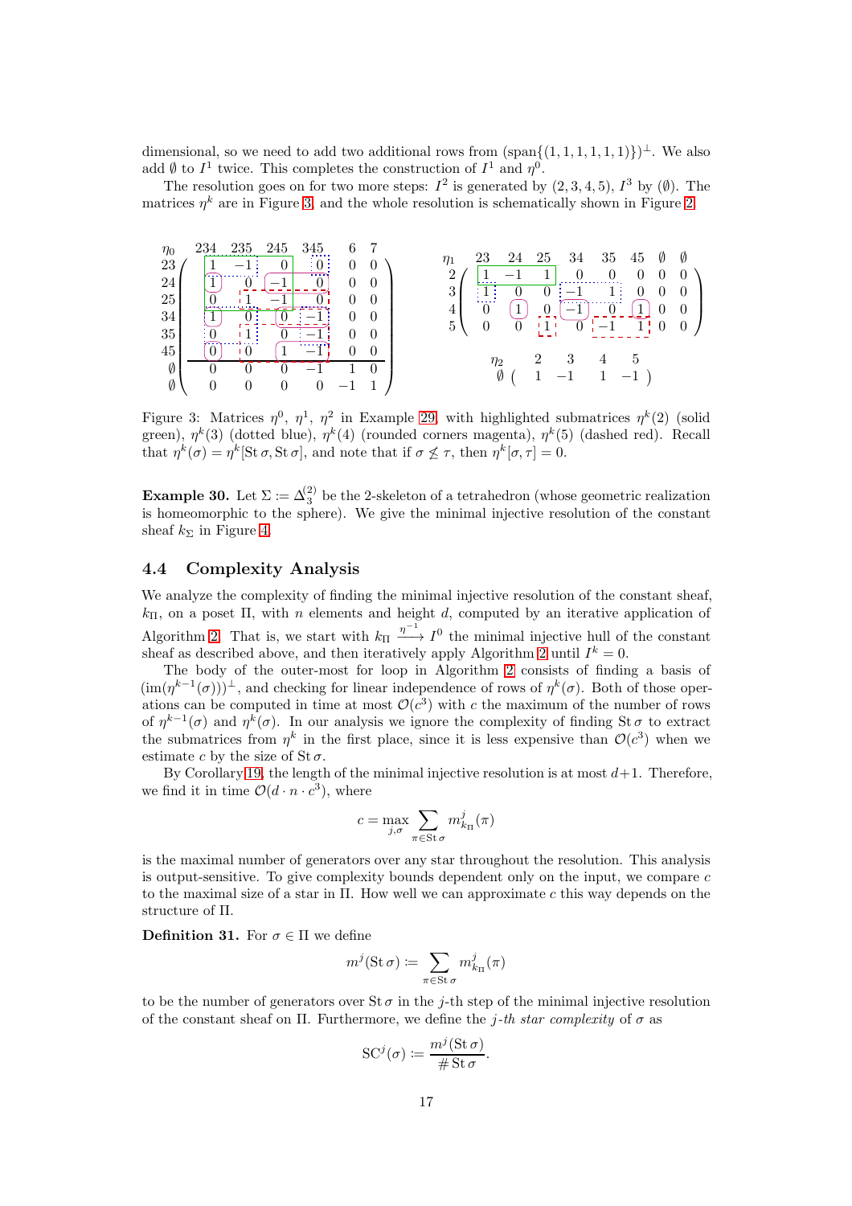dimensional, so we need to add two additional rows from $(\mathrm{span}\{(1,1,1,1,1,1)\})^\perp$. We also add $\emptyset$ to $I^1$ twice. This completes the construction of $I^1$ and $\eta^0$.

The resolution goes on for two more steps: $I^2$ is generated by $(2,3,4,5)$, $I^3$ by $(\emptyset)$. The matrices $\eta^k$ are in Figure 3, and the whole resolution is schematically shown in Figure 2.

| $\eta_0$ | 234 | 235 | 245 | 345 | 6 | 7 |
|---|---|---|---|---|---|---|
| 23 | 1 | −1 | 0 | 0 | 0 | 0 |
| 24 | 1 | 0 | −1 | 0 | 0 | 0 |
| 25 | 0 | 1 | −1 | 0 | 0 | 0 |
| 34 | 1 | 0 | 0 | −1 | 0 | 0 |
| 35 | 0 | 1 | 0 | −1 | 0 | 0 |
| 45 | 0 | 0 | 1 | −1 | 0 | 0 |
| $\emptyset$ | 0 | 0 | 0 | −1 | 1 | 0 |
| $\emptyset$ | 0 | 0 | 0 | 0 | −1 | 1 |

| $\eta_1$ | 23 | 24 | 25 | 34 | 35 | 45 | $\emptyset$ | $\emptyset$ |
|---|---|---|---|---|---|---|---|---|
| 2 | 1 | −1 | 1 | 0 | 0 | 0 | 0 | 0 |
| 3 | 1 | 0 | 0 | −1 | 1 | 0 | 0 | 0 |
| 4 | 0 | 1 | 0 | −1 | 0 | 1 | 0 | 0 |
| 5 | 0 | 0 | 1 | 0 | −1 | 1 | 0 | 0 |

| $\eta_2$ | 2 | 3 | 4 | 5 |
|---|---|---|---|---|
| $\emptyset$ | 1 | −1 | 1 | −1 |

Figure 3: Matrices $\eta^0$, $\eta^1$, $\eta^2$ in Example 29, with highlighted submatrices $\eta^k(2)$ (solid green), $\eta^k(3)$ (dotted blue), $\eta^k(4)$ (rounded corners magenta), $\eta^k(5)$ (dashed red). Recall that $\eta^k(\sigma) = \eta^k[\mathrm{St}\,\sigma, \mathrm{St}\,\sigma]$, and note that if $\sigma \not\leq \tau$, then $\eta^k[\sigma,\tau] = 0$.

**Example 30.** Let $\Sigma \coloneqq \Delta_3^{(2)}$ be the 2-skeleton of a tetrahedron (whose geometric realization is homeomorphic to the sphere). We give the minimal injective resolution of the constant sheaf $k_\Sigma$ in Figure 4.

### 4.4 Complexity Analysis

We analyze the complexity of finding the minimal injective resolution of the constant sheaf, $k_\Pi$, on a poset $\Pi$, with $n$ elements and height $d$, computed by an iterative application of Algorithm 2. That is, we start with $k_\Pi \xrightarrow{\eta^{-1}} I^0$ the minimal injective hull of the constant sheaf as described above, and then iteratively apply Algorithm 2 until $I^k = 0$.

The body of the outer-most for loop in Algorithm 2 consists of finding a basis of $(\mathrm{im}(\eta^{k-1}(\sigma)))^\perp$, and checking for linear independence of rows of $\eta^k(\sigma)$. Both of those operations can be computed in time at most $\mathcal{O}(c^3)$ with $c$ the maximum of the number of rows of $\eta^{k-1}(\sigma)$ and $\eta^k(\sigma)$. In our analysis we ignore the complexity of finding $\mathrm{St}\,\sigma$ to extract the submatrices from $\eta^k$ in the first place, since it is less expensive than $\mathcal{O}(c^3)$ when we estimate $c$ by the size of $\mathrm{St}\,\sigma$.

By Corollary 19, the length of the minimal injective resolution is at most $d+1$. Therefore, we find it in time $\mathcal{O}(d \cdot n \cdot c^3)$, where

$$c = \max_{j,\sigma} \sum_{\pi \in \mathrm{St}\,\sigma} m^j_{k_\Pi}(\pi)$$

is the maximal number of generators over any star throughout the resolution. This analysis is output-sensitive. To give complexity bounds dependent only on the input, we compare $c$ to the maximal size of a star in $\Pi$. How well we can approximate $c$ this way depends on the structure of $\Pi$.

**Definition 31.** For $\sigma \in \Pi$ we define

$$m^j(\mathrm{St}\,\sigma) \coloneqq \sum_{\pi \in \mathrm{St}\,\sigma} m^j_{k_\Pi}(\pi)$$

to be the number of generators over $\mathrm{St}\,\sigma$ in the $j$-th step of the minimal injective resolution of the constant sheaf on $\Pi$. Furthermore, we define the *$j$-th star complexity* of $\sigma$ as

$$\mathrm{SC}^j(\sigma) \coloneqq \frac{m^j(\mathrm{St}\,\sigma)}{\#\,\mathrm{St}\,\sigma}.$$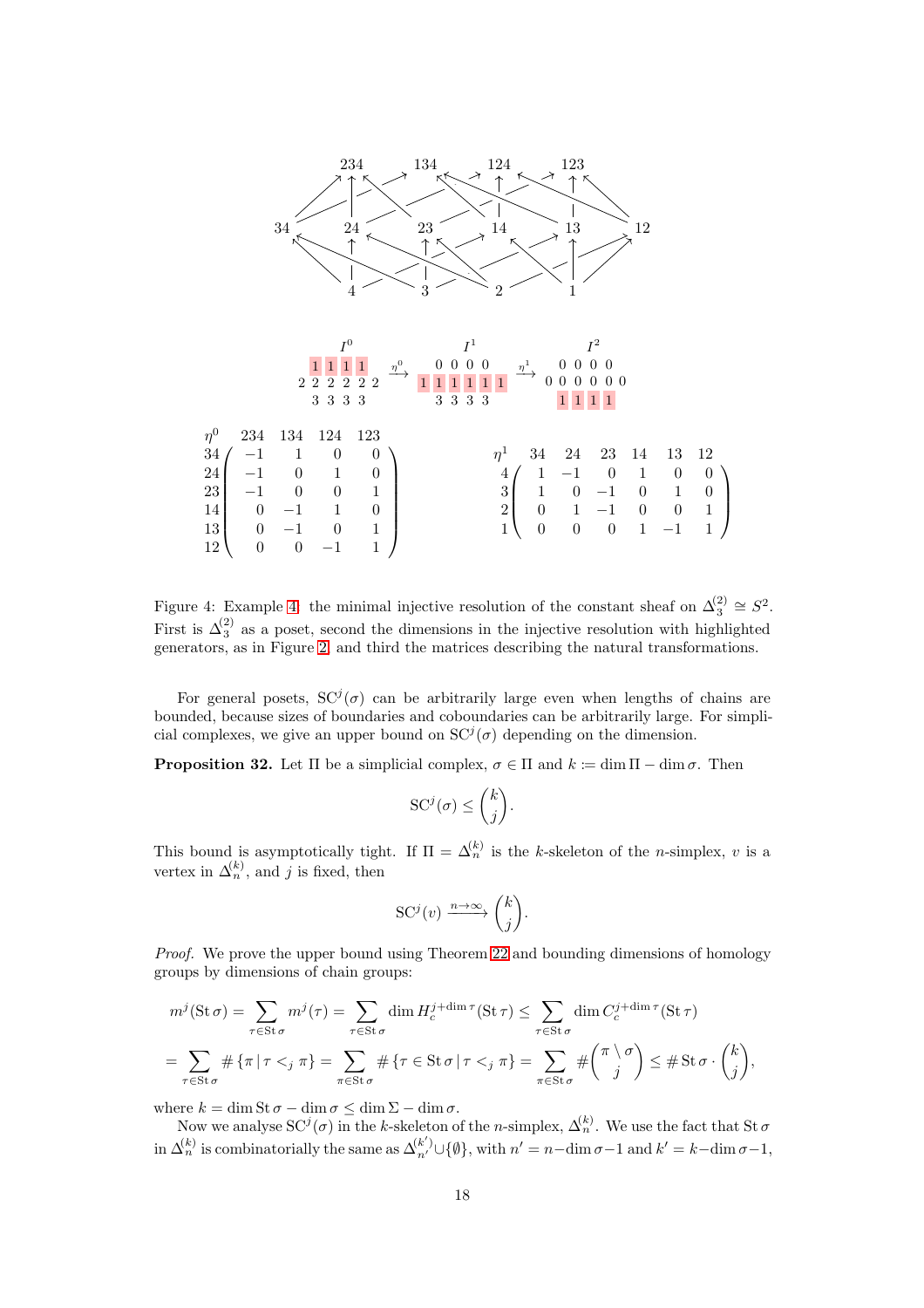$I^0$ $\xrightarrow{\eta^0}$ $I^1$ $\xrightarrow{\eta^1}$ $I^2$

$$\begin{matrix} 1\ 1\ 1\ 1 \\ 2\ 2\ 2\ 2\ 2\ 2 \\ 3\ 3\ 3\ 3 \end{matrix} \xrightarrow{\eta^0} \begin{matrix} 0\ 0\ 0\ 0 \\ 1\ 1\ 1\ 1\ 1\ 1 \\ 3\ 3\ 3\ 3 \end{matrix} \xrightarrow{\eta^1} \begin{matrix} 0\ 0\ 0\ 0 \\ 0\ 0\ 0\ 0\ 0\ 0 \\ 1\ 1\ 1\ 1 \end{matrix}$$

| $\eta^0$ | 234 | 134 | 124 | 123 |
|---|---|---|---|---|
| 34 | −1 | 1 | 0 | 0 |
| 24 | −1 | 0 | 1 | 0 |
| 23 | −1 | 0 | 0 | 1 |
| 14 | 0 | −1 | 1 | 0 |
| 13 | 0 | −1 | 0 | 1 |
| 12 | 0 | 0 | −1 | 1 |

| $\eta^1$ | 34 | 24 | 23 | 14 | 13 | 12 |
|---|---|---|---|---|---|---|
| 4 | 1 | −1 | 0 | 1 | 0 | 0 |
| 3 | 1 | 0 | −1 | 0 | 1 | 0 |
| 2 | 0 | 1 | −1 | 0 | 0 | 1 |
| 1 | 0 | 0 | 0 | 1 | −1 | 1 |

Figure 4: Example 4: the minimal injective resolution of the constant sheaf on $\Delta_3^{(2)} \cong S^2$. First is $\Delta_3^{(2)}$ as a poset, second the dimensions in the injective resolution with highlighted generators, as in Figure 2, and third the matrices describing the natural transformations.

For general posets, $\mathrm{SC}^j(\sigma)$ can be arbitrarily large even when lengths of chains are bounded, because sizes of boundaries and coboundaries can be arbitrarily large. For simplicial complexes, we give an upper bound on $\mathrm{SC}^j(\sigma)$ depending on the dimension.

**Proposition 32.** Let $\Pi$ be a simplicial complex, $\sigma \in \Pi$ and $k := \dim \Pi - \dim \sigma$. Then

$$\mathrm{SC}^j(\sigma) \leq \binom{k}{j}.$$

This bound is asymptotically tight. If $\Pi = \Delta_n^{(k)}$ is the $k$-skeleton of the $n$-simplex, $v$ is a vertex in $\Delta_n^{(k)}$, and $j$ is fixed, then

$$\mathrm{SC}^j(v) \xrightarrow{n\to\infty} \binom{k}{j}.$$

*Proof.* We prove the upper bound using Theorem 22 and bounding dimensions of homology groups by dimensions of chain groups:

$$\begin{aligned} m^j(\mathrm{St}\,\sigma) &= \sum_{\tau \in \mathrm{St}\,\sigma} m^j(\tau) = \sum_{\tau\in\mathrm{St}\,\sigma} \dim H_c^{j+\dim\tau}(\mathrm{St}\,\tau) \leq \sum_{\tau\in\mathrm{St}\,\sigma} \dim C_c^{j+\dim\tau}(\mathrm{St}\,\tau) \\ &= \sum_{\tau\in\mathrm{St}\,\sigma} \#\{\pi \,|\, \tau <_j \pi\} = \sum_{\pi\in\mathrm{St}\,\sigma} \#\{\tau\in\mathrm{St}\,\sigma \,|\, \tau <_j \pi\} = \sum_{\pi\in\mathrm{St}\,\sigma} \#\binom{\pi\setminus\sigma}{j} \leq \#\,\mathrm{St}\,\sigma\cdot\binom{k}{j}, \end{aligned}$$

where $k = \dim \mathrm{St}\,\sigma - \dim\sigma \leq \dim\Sigma - \dim\sigma$.

Now we analyse $\mathrm{SC}^j(\sigma)$ in the $k$-skeleton of the $n$-simplex, $\Delta_n^{(k)}$. We use the fact that $\mathrm{St}\,\sigma$ in $\Delta_n^{(k)}$ is combinatorially the same as $\Delta_{n'}^{(k')}\cup\{\emptyset\}$, with $n' = n-\dim\sigma-1$ and $k' = k-\dim\sigma-1$,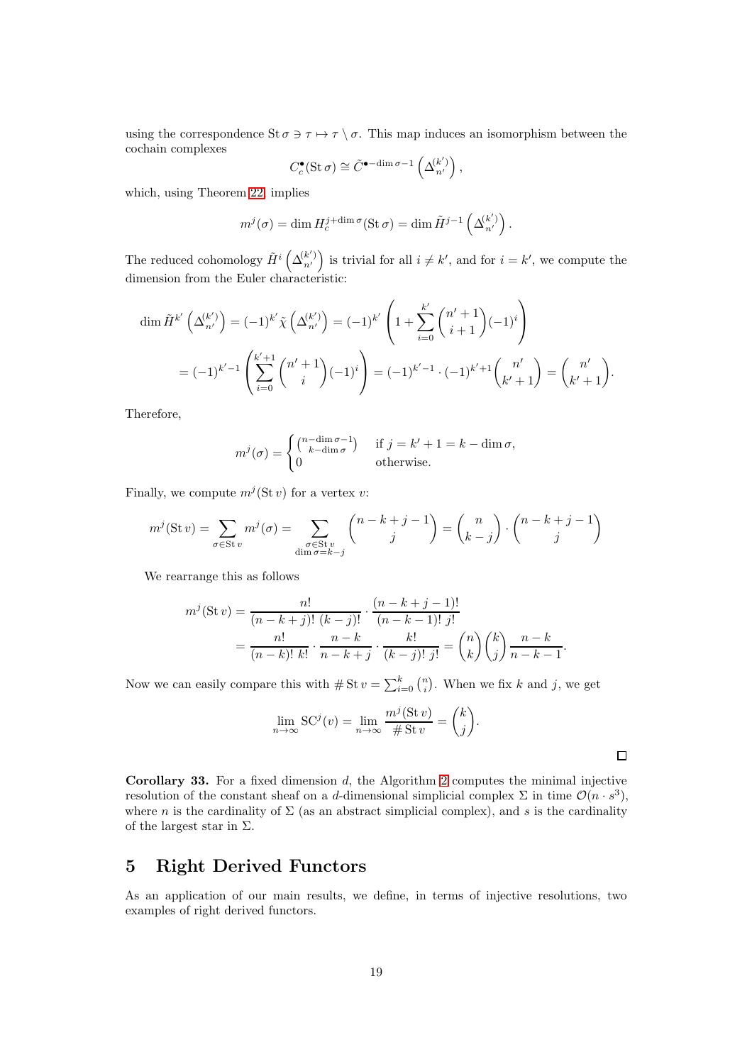using the correspondence $\operatorname{St}\sigma \ni \tau \mapsto \tau \setminus \sigma$. This map induces an isomorphism between the cochain complexes

$$C_c^\bullet(\operatorname{St}\sigma) \cong \tilde{C}^{\bullet - \dim\sigma - 1}\left(\Delta_{n'}^{(k')}\right),$$

which, using Theorem 22, implies

$$m^j(\sigma) = \dim H_c^{j+\dim\sigma}(\operatorname{St}\sigma) = \dim \tilde{H}^{j-1}\left(\Delta_{n'}^{(k')}\right).$$

The reduced cohomology $\tilde{H}^i\left(\Delta_{n'}^{(k')}\right)$ is trivial for all $i \neq k'$, and for $i = k'$, we compute the dimension from the Euler characteristic:

$$\begin{aligned}
\dim \tilde{H}^{k'}\left(\Delta_{n'}^{(k')}\right) &= (-1)^{k'}\tilde{\chi}\left(\Delta_{n'}^{(k')}\right) = (-1)^{k'}\left(1 + \sum_{i=0}^{k'}\binom{n'+1}{i+1}(-1)^i\right) \\
&= (-1)^{k'-1}\left(\sum_{i=0}^{k'+1}\binom{n'+1}{i}(-1)^i\right) = (-1)^{k'-1}\cdot(-1)^{k'+1}\binom{n'}{k'+1} = \binom{n'}{k'+1}.
\end{aligned}$$

Therefore,

$$m^j(\sigma) = \begin{cases} \binom{n-\dim\sigma-1}{k-\dim\sigma} & \text{if } j = k'+1 = k-\dim\sigma, \\ 0 & \text{otherwise.} \end{cases}$$

Finally, we compute $m^j(\operatorname{St} v)$ for a vertex $v$:

$$m^j(\operatorname{St} v) = \sum_{\sigma\in\operatorname{St} v} m^j(\sigma) = \sum_{\substack{\sigma\in\operatorname{St} v \\ \dim\sigma = k-j}} \binom{n-k+j-1}{j} = \binom{n}{k-j}\cdot\binom{n-k+j-1}{j}$$

We rearrange this as follows

$$\begin{aligned}
m^j(\operatorname{St} v) &= \frac{n!}{(n-k+j)!\,(k-j)!}\cdot\frac{(n-k+j-1)!}{(n-k-1)!\,j!} \\
&= \frac{n!}{(n-k)!\,k!}\cdot\frac{n-k}{n-k+j}\cdot\frac{k!}{(k-j)!\,j!} = \binom{n}{k}\binom{k}{j}\frac{n-k}{n-k-1}.
\end{aligned}$$

Now we can easily compare this with $\#\operatorname{St} v = \sum_{i=0}^{k}\binom{n}{i}$. When we fix $k$ and $j$, we get

$$\lim_{n\to\infty}\operatorname{SC}^j(v) = \lim_{n\to\infty}\frac{m^j(\operatorname{St} v)}{\#\operatorname{St} v} = \binom{k}{j}.$$

□

**Corollary 33.** For a fixed dimension $d$, the Algorithm 2 computes the minimal injective resolution of the constant sheaf on a $d$-dimensional simplicial complex $\Sigma$ in time $\mathcal{O}(n\cdot s^3)$, where $n$ is the cardinality of $\Sigma$ (as an abstract simplicial complex), and $s$ is the cardinality of the largest star in $\Sigma$.

# 5 Right Derived Functors

As an application of our main results, we define, in terms of injective resolutions, two examples of right derived functors.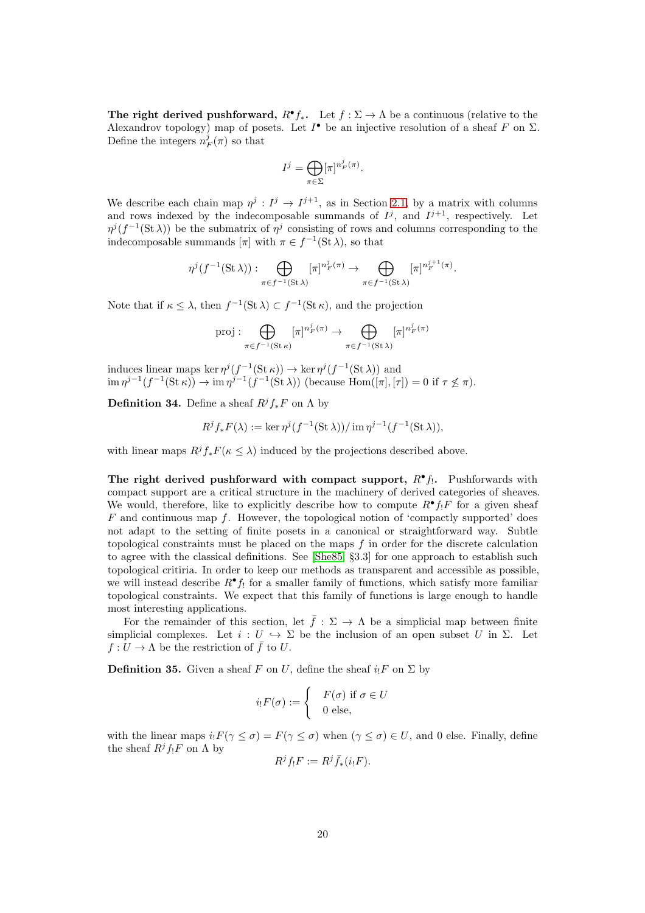**The right derived pushforward, $R^\bullet f_*$.** Let $f : \Sigma \to \Lambda$ be a continuous (relative to the Alexandrov topology) map of posets. Let $I^\bullet$ be an injective resolution of a sheaf $F$ on $\Sigma$. Define the integers $n_F^j(\pi)$ so that

$$I^j = \bigoplus_{\pi \in \Sigma} [\pi]^{n_F^j(\pi)}.$$

We describe each chain map $\eta^j : I^j \to I^{j+1}$, as in Section 2.1, by a matrix with columns and rows indexed by the indecomposable summands of $I^j$, and $I^{j+1}$, respectively. Let $\eta^j(f^{-1}(\operatorname{St}\lambda))$ be the submatrix of $\eta^j$ consisting of rows and columns corresponding to the indecomposable summands $[\pi]$ with $\pi \in f^{-1}(\operatorname{St}\lambda)$, so that

$$\eta^j(f^{-1}(\operatorname{St}\lambda)) : \bigoplus_{\pi \in f^{-1}(\operatorname{St}\lambda)} [\pi]^{n_F^j(\pi)} \to \bigoplus_{\pi \in f^{-1}(\operatorname{St}\lambda)} [\pi]^{n_F^{j+1}(\pi)}.$$

Note that if $\kappa \leq \lambda$, then $f^{-1}(\operatorname{St}\lambda) \subset f^{-1}(\operatorname{St}\kappa)$, and the projection

$$\operatorname{proj} : \bigoplus_{\pi \in f^{-1}(\operatorname{St}\kappa)} [\pi]^{n_F^j(\pi)} \to \bigoplus_{\pi \in f^{-1}(\operatorname{St}\lambda)} [\pi]^{n_F^j(\pi)}$$

induces linear maps $\ker \eta^j(f^{-1}(\operatorname{St}\kappa)) \to \ker \eta^j(f^{-1}(\operatorname{St}\lambda))$ and $\operatorname{im} \eta^{j-1}(f^{-1}(\operatorname{St}\kappa)) \to \operatorname{im} \eta^{j-1}(f^{-1}(\operatorname{St}\lambda))$ (because $\operatorname{Hom}([\pi],[\tau]) = 0$ if $\tau \not\leq \pi$).

**Definition 34.** Define a sheaf $R^j f_* F$ on $\Lambda$ by

$$R^j f_* F(\lambda) := \ker \eta^j(f^{-1}(\operatorname{St}\lambda)) / \operatorname{im} \eta^{j-1}(f^{-1}(\operatorname{St}\lambda)),$$

with linear maps $R^j f_* F(\kappa \leq \lambda)$ induced by the projections described above.

**The right derived pushforward with compact support, $R^\bullet f_!$.** Pushforwards with compact support are a critical structure in the machinery of derived categories of sheaves. We would, therefore, like to explicitly describe how to compute $R^\bullet f_! F$ for a given sheaf $F$ and continuous map $f$. However, the topological notion of 'compactly supported' does not adapt to the setting of finite posets in a canonical or straightforward way. Subtle topological constraints must be placed on the maps $f$ in order for the discrete calculation to agree with the classical definitions. See [She85, §3.3] for one approach to establish such topological critiria. In order to keep our methods as transparent and accessible as possible, we will instead describe $R^\bullet f_!$ for a smaller family of functions, which satisfy more familiar topological constraints. We expect that this family of functions is large enough to handle most interesting applications.

For the remainder of this section, let $\bar{f} : \Sigma \to \Lambda$ be a simplicial map between finite simplicial complexes. Let $i : U \hookrightarrow \Sigma$ be the inclusion of an open subset $U$ in $\Sigma$. Let $f : U \to \Lambda$ be the restriction of $\bar{f}$ to $U$.

**Definition 35.** Given a sheaf $F$ on $U$, define the sheaf $i_! F$ on $\Sigma$ by

$$i_! F(\sigma) := \begin{cases} F(\sigma) \text{ if } \sigma \in U \\ 0 \text{ else,} \end{cases}$$

with the linear maps $i_! F(\gamma \leq \sigma) = F(\gamma \leq \sigma)$ when $(\gamma \leq \sigma) \in U$, and 0 else. Finally, define the sheaf $R^j f_! F$ on $\Lambda$ by

$$R^j f_! F := R^j \bar{f}_*(i_! F).$$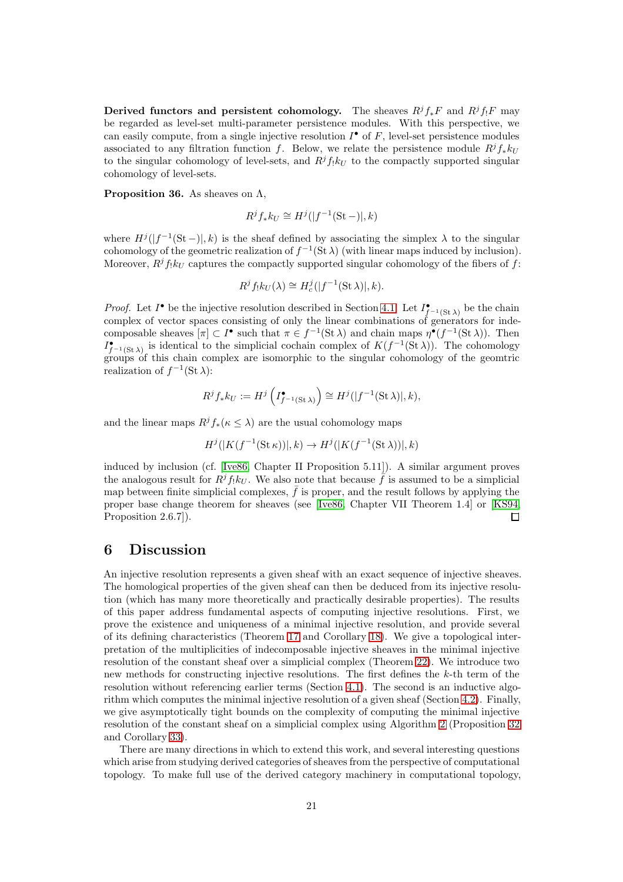**Derived functors and persistent cohomology.** The sheaves $R^j f_* F$ and $R^j f_! F$ may be regarded as level-set multi-parameter persistence modules. With this perspective, we can easily compute, from a single injective resolution $I^\bullet$ of $F$, level-set persistence modules associated to any filtration function $f$. Below, we relate the persistence module $R^j f_* k_U$ to the singular cohomology of level-sets, and $R^j f_! k_U$ to the compactly supported singular cohomology of level-sets.

**Proposition 36.** As sheaves on $\Lambda$,

$$R^j f_* k_U \cong H^j(|f^{-1}(\operatorname{St} -)|, k)$$

where $H^j(|f^{-1}(\operatorname{St} -)|, k)$ is the sheaf defined by associating the simplex $\lambda$ to the singular cohomology of the geometric realization of $f^{-1}(\operatorname{St} \lambda)$ (with linear maps induced by inclusion). Moreover, $R^j f_! k_U$ captures the compactly supported singular cohomology of the fibers of $f$:

$$R^j f_! k_U(\lambda) \cong H^j_c(|f^{-1}(\operatorname{St} \lambda)|, k).$$

*Proof.* Let $I^\bullet$ be the injective resolution described in Section 4.1. Let $I^\bullet_{f^{-1}(\operatorname{St} \lambda)}$ be the chain complex of vector spaces consisting of only the linear combinations of generators for indecomposable sheaves $[\pi] \subset I^\bullet$ such that $\pi \in f^{-1}(\operatorname{St} \lambda)$ and chain maps $\eta^\bullet(f^{-1}(\operatorname{St} \lambda))$. Then $I^\bullet_{f^{-1}(\operatorname{St} \lambda)}$ is identical to the simplicial cochain complex of $K(f^{-1}(\operatorname{St} \lambda))$. The cohomology groups of this chain complex are isomorphic to the singular cohomology of the geomtric realization of $f^{-1}(\operatorname{St} \lambda)$:

$$R^j f_* k_U := H^j\left(I^\bullet_{f^{-1}(\operatorname{St} \lambda)}\right) \cong H^j(|f^{-1}(\operatorname{St} \lambda)|, k),$$

and the linear maps $R^j f_*(\kappa \leq \lambda)$ are the usual cohomology maps

$$H^j(|K(f^{-1}(\operatorname{St} \kappa))|, k) \to H^j(|K(f^{-1}(\operatorname{St} \lambda))|, k)$$

induced by inclusion (cf. [Ive86, Chapter II Proposition 5.11]). A similar argument proves the analogous result for $R^j f_! k_U$. We also note that because $f$ is assumed to be a simplicial map between finite simplicial complexes, $f$ is proper, and the result follows by applying the proper base change theorem for sheaves (see [Ive86, Chapter VII Theorem 1.4] or [KS94, Proposition 2.6.7]). $\square$

## 6 Discussion

An injective resolution represents a given sheaf with an exact sequence of injective sheaves. The homological properties of the given sheaf can then be deduced from its injective resolution (which has many more theoretically and practically desirable properties). The results of this paper address fundamental aspects of computing injective resolutions. First, we prove the existence and uniqueness of a minimal injective resolution, and provide several of its defining characteristics (Theorem 17 and Corollary 18). We give a topological interpretation of the multiplicities of indecomposable injective sheaves in the minimal injective resolution of the constant sheaf over a simplicial complex (Theorem 22). We introduce two new methods for constructing injective resolutions. The first defines the $k$-th term of the resolution without referencing earlier terms (Section 4.1). The second is an inductive algorithm which computes the minimal injective resolution of a given sheaf (Section 4.2). Finally, we give asymptotically tight bounds on the complexity of computing the minimal injective resolution of the constant sheaf on a simplicial complex using Algorithm 2 (Proposition 32 and Corollary 33).

There are many directions in which to extend this work, and several interesting questions which arise from studying derived categories of sheaves from the perspective of computational topology. To make full use of the derived category machinery in computational topology,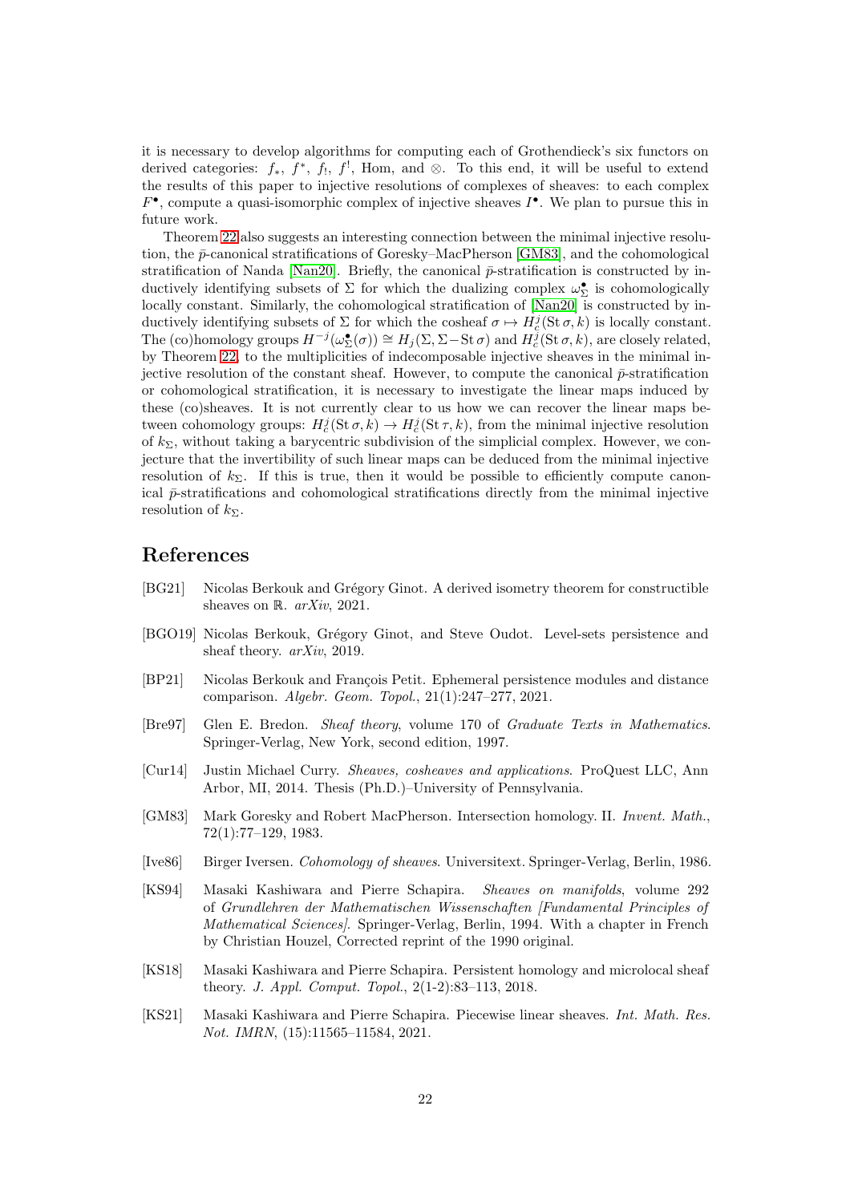it is necessary to develop algorithms for computing each of Grothendieck's six functors on derived categories: $f_*$, $f^*$, $f_!$, $f^!$, Hom, and $\otimes$. To this end, it will be useful to extend the results of this paper to injective resolutions of complexes of sheaves: to each complex $F^\bullet$, compute a quasi-isomorphic complex of injective sheaves $I^\bullet$. We plan to pursue this in future work.

Theorem 22 also suggests an interesting connection between the minimal injective resolution, the $\bar{p}$-canonical stratifications of Goresky–MacPherson [GM83], and the cohomological stratification of Nanda [Nan20]. Briefly, the canonical $\bar{p}$-stratification is constructed by inductively identifying subsets of $\Sigma$ for which the dualizing complex $\omega_\Sigma^\bullet$ is cohomologically locally constant. Similarly, the cohomological stratification of [Nan20] is constructed by inductively identifying subsets of $\Sigma$ for which the cosheaf $\sigma \mapsto H_c^j(\operatorname{St}\sigma, k)$ is locally constant. The (co)homology groups $H^{-j}(\omega_\Sigma^\bullet(\sigma)) \cong H_j(\Sigma, \Sigma - \operatorname{St}\sigma)$ and $H_c^j(\operatorname{St}\sigma, k)$, are closely related, by Theorem 22, to the multiplicities of indecomposable injective sheaves in the minimal injective resolution of the constant sheaf. However, to compute the canonical $\bar{p}$-stratification or cohomological stratification, it is necessary to investigate the linear maps induced by these (co)sheaves. It is not currently clear to us how we can recover the linear maps between cohomology groups: $H_c^j(\operatorname{St}\sigma, k) \to H_c^j(\operatorname{St}\tau, k)$, from the minimal injective resolution of $k_\Sigma$, without taking a barycentric subdivision of the simplicial complex. However, we conjecture that the invertibility of such linear maps can be deduced from the minimal injective resolution of $k_\Sigma$. If this is true, then it would be possible to efficiently compute canonical $\bar{p}$-stratifications and cohomological stratifications directly from the minimal injective resolution of $k_\Sigma$.

# References

[BG21] Nicolas Berkouk and Grégory Ginot. A derived isometry theorem for constructible sheaves on $\mathbb{R}$. *arXiv*, 2021.

[BGO19] Nicolas Berkouk, Grégory Ginot, and Steve Oudot. Level-sets persistence and sheaf theory. *arXiv*, 2019.

[BP21] Nicolas Berkouk and François Petit. Ephemeral persistence modules and distance comparison. *Algebr. Geom. Topol.*, 21(1):247–277, 2021.

[Bre97] Glen E. Bredon. *Sheaf theory*, volume 170 of *Graduate Texts in Mathematics*. Springer-Verlag, New York, second edition, 1997.

[Cur14] Justin Michael Curry. *Sheaves, cosheaves and applications*. ProQuest LLC, Ann Arbor, MI, 2014. Thesis (Ph.D.)–University of Pennsylvania.

[GM83] Mark Goresky and Robert MacPherson. Intersection homology. II. *Invent. Math.*, 72(1):77–129, 1983.

[Ive86] Birger Iversen. *Cohomology of sheaves*. Universitext. Springer-Verlag, Berlin, 1986.

[KS94] Masaki Kashiwara and Pierre Schapira. *Sheaves on manifolds*, volume 292 of *Grundlehren der Mathematischen Wissenschaften [Fundamental Principles of Mathematical Sciences]*. Springer-Verlag, Berlin, 1994. With a chapter in French by Christian Houzel, Corrected reprint of the 1990 original.

[KS18] Masaki Kashiwara and Pierre Schapira. Persistent homology and microlocal sheaf theory. *J. Appl. Comput. Topol.*, 2(1-2):83–113, 2018.

[KS21] Masaki Kashiwara and Pierre Schapira. Piecewise linear sheaves. *Int. Math. Res. Not. IMRN*, (15):11565–11584, 2021.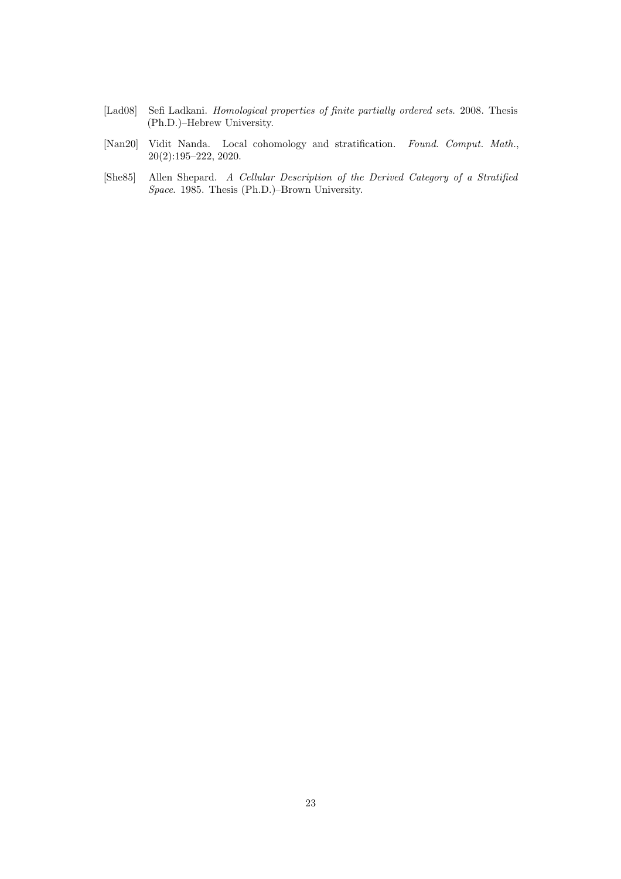[Lad08] Sefi Ladkani. *Homological properties of finite partially ordered sets*. 2008. Thesis (Ph.D.)–Hebrew University.

[Nan20] Vidit Nanda. Local cohomology and stratification. *Found. Comput. Math.*, 20(2):195–222, 2020.

[She85] Allen Shepard. *A Cellular Description of the Derived Category of a Stratified Space*. 1985. Thesis (Ph.D.)–Brown University.